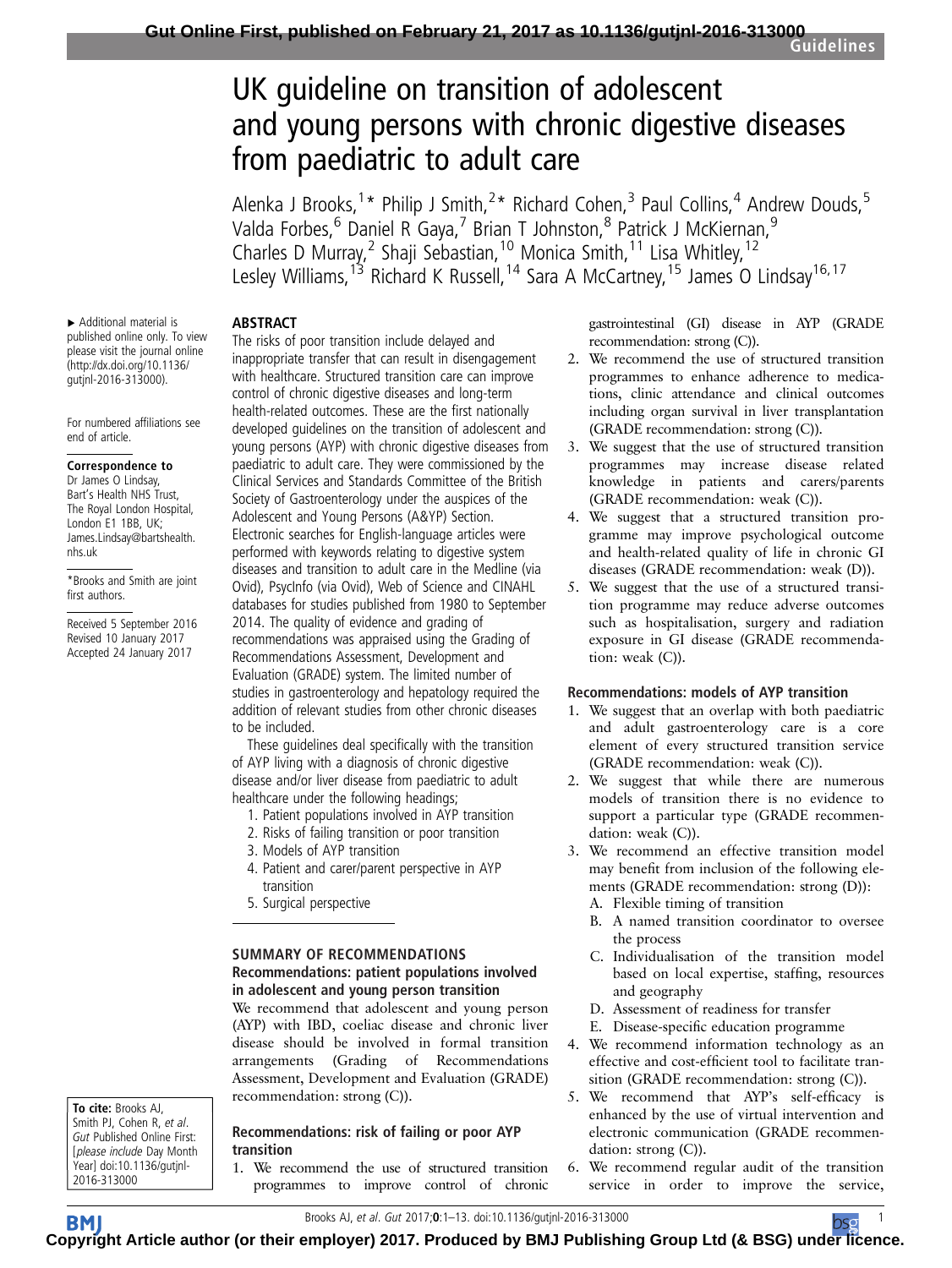# UK guideline on transition of adolescent and young persons with chronic digestive diseases from paediatric to adult care

Alenka J Brooks,[1]* Philip J Smith,[2]* Richard Cohen,[3] Paul Collins,[4] Andrew Douds,[5] Valda Forbes,[6] Daniel R Gaya,[7] Brian T Johnston,[8] Patrick J McKiernan,[9] Charles D Murray,[2] Shaji Sebastian,[10] Monica Smith,[11] Lisa Whitley,[12] Lesley Williams,[13] Richard K Russell,[14] Sara A McCartney,[15] James O Lindsay[16,17]

▸ Additional material is published online only. To view please visit the journal online (http://dx.doi.org/10.1136/gutjnl-2016-313000).

For numbered affiliations see end of article.

**Correspondence to**
Dr James O Lindsay, Bart's Health NHS Trust, The Royal London Hospital, London E1 1BB, UK; James.Lindsay@bartshealth.nhs.uk

*Brooks and Smith are joint first authors.

Received 5 September 2016
Revised 10 January 2017
Accepted 24 January 2017

## ABSTRACT

The risks of poor transition include delayed and inappropriate transfer that can result in disengagement with healthcare. Structured transition care can improve control of chronic digestive diseases and long-term health-related outcomes. These are the first nationally developed guidelines on the transition of adolescent and young persons (AYP) with chronic digestive diseases from paediatric to adult care. They were commissioned by the Clinical Services and Standards Committee of the British Society of Gastroenterology under the auspices of the Adolescent and Young Persons (A&YP) Section. Electronic searches for English-language articles were performed with keywords relating to digestive system diseases and transition to adult care in the Medline (via Ovid), PsycInfo (via Ovid), Web of Science and CINAHL databases for studies published from 1980 to September 2014. The quality of evidence and grading of recommendations was appraised using the Grading of Recommendations Assessment, Development and Evaluation (GRADE) system. The limited number of studies in gastroenterology and hepatology required the addition of relevant studies from other chronic diseases to be included.

These guidelines deal specifically with the transition of AYP living with a diagnosis of chronic digestive disease and/or liver disease from paediatric to adult healthcare under the following headings;

1. Patient populations involved in AYP transition
2. Risks of failing transition or poor transition
3. Models of AYP transition
4. Patient and carer/parent perspective in AYP transition
5. Surgical perspective

## SUMMARY OF RECOMMENDATIONS

### Recommendations: patient populations involved in adolescent and young person transition

We recommend that adolescent and young person (AYP) with IBD, coeliac disease and chronic liver disease should be involved in formal transition arrangements (Grading of Recommendations Assessment, Development and Evaluation (GRADE) recommendation: strong (C)).

### Recommendations: risk of failing or poor AYP transition

1. We recommend the use of structured transition programmes to improve control of chronic gastrointestinal (GI) disease in AYP (GRADE recommendation: strong (C)).
2. We recommend the use of structured transition programmes to enhance adherence to medications, clinic attendance and clinical outcomes including organ survival in liver transplantation (GRADE recommendation: strong (C)).
3. We suggest that the use of structured transition programmes may increase disease related knowledge in patients and carers/parents (GRADE recommendation: weak (C)).
4. We suggest that a structured transition programme may improve psychological outcome and health-related quality of life in chronic GI diseases (GRADE recommendation: weak (D)).
5. We suggest that the use of a structured transition programme may reduce adverse outcomes such as hospitalisation, surgery and radiation exposure in GI disease (GRADE recommendation: weak (C)).

### Recommendations: models of AYP transition

1. We suggest that an overlap with both paediatric and adult gastroenterology care is a core element of every structured transition service (GRADE recommendation: weak (C)).
2. We suggest that while there are numerous models of transition there is no evidence to support a particular type (GRADE recommendation: weak (C)).
3. We recommend an effective transition model may benefit from inclusion of the following elements (GRADE recommendation: strong (D)):
   A. Flexible timing of transition
   B. A named transition coordinator to oversee the process
   C. Individualisation of the transition model based on local expertise, staffing, resources and geography
   D. Assessment of readiness for transfer
   E. Disease-specific education programme
4. We recommend information technology as an effective and cost-efficient tool to facilitate transition (GRADE recommendation: strong (C)).
5. We recommend that AYP's self-efficacy is enhanced by the use of virtual intervention and electronic communication (GRADE recommendation: strong (C)).
6. We recommend regular audit of the transition service in order to improve the service,

**To cite:** Brooks AJ, Smith PJ, Cohen R, *et al*. *Gut* Published Online First: [*please include* Day Month Year] doi:10.1136/gutjnl-2016-313000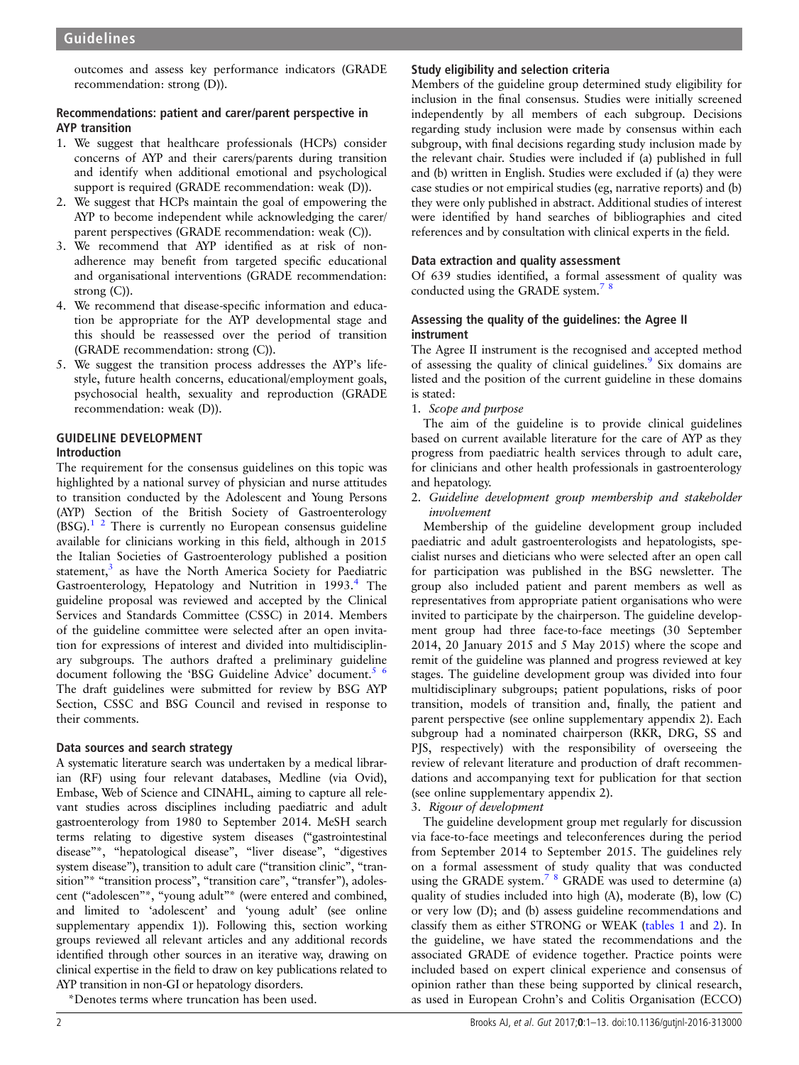outcomes and assess key performance indicators (GRADE recommendation: strong (D)).

### Recommendations: patient and carer/parent perspective in AYP transition

1. We suggest that healthcare professionals (HCPs) consider concerns of AYP and their carers/parents during transition and identify when additional emotional and psychological support is required (GRADE recommendation: weak (D)).
2. We suggest that HCPs maintain the goal of empowering the AYP to become independent while acknowledging the carer/parent perspectives (GRADE recommendation: weak (C)).
3. We recommend that AYP identified as at risk of non-adherence may benefit from targeted specific educational and organisational interventions (GRADE recommendation: strong (C)).
4. We recommend that disease-specific information and education be appropriate for the AYP developmental stage and this should be reassessed over the period of transition (GRADE recommendation: strong (C)).
5. We suggest the transition process addresses the AYP's lifestyle, future health concerns, educational/employment goals, psychosocial health, sexuality and reproduction (GRADE recommendation: weak (D)).

## GUIDELINE DEVELOPMENT

### Introduction

The requirement for the consensus guidelines on this topic was highlighted by a national survey of physician and nurse attitudes to transition conducted by the Adolescent and Young Persons (AYP) Section of the British Society of Gastroenterology (BSG).[1 2] There is currently no European consensus guideline available for clinicians working in this field, although in 2015 the Italian Societies of Gastroenterology published a position statement,[3] as have the North America Society for Paediatric Gastroenterology, Hepatology and Nutrition in 1993.[4] The guideline proposal was reviewed and accepted by the Clinical Services and Standards Committee (CSSC) in 2014. Members of the guideline committee were selected after an open invitation for expressions of interest and divided into multidisciplinary subgroups. The authors drafted a preliminary guideline document following the 'BSG Guideline Advice' document.[5 6] The draft guidelines were submitted for review by BSG AYP Section, CSSC and BSG Council and revised in response to their comments.

### Data sources and search strategy

A systematic literature search was undertaken by a medical librarian (RF) using four relevant databases, Medline (via Ovid), Embase, Web of Science and CINAHL, aiming to capture all relevant studies across disciplines including paediatric and adult gastroenterology from 1980 to September 2014. MeSH search terms relating to digestive system diseases ("gastrointestinal disease"*, "hepatological disease", "liver disease", "digestives system disease"), transition to adult care ("transition clinic", "transition"* "transition process", "transition care", "transfer"), adolescent ("adolescen"*, "young adult"* (were entered and combined, and limited to 'adolescent' and 'young adult' (see online supplementary appendix 1)). Following this, section working groups reviewed all relevant articles and any additional records identified through other sources in an iterative way, drawing on clinical expertise in the field to draw on key publications related to AYP transition in non-GI or hepatology disorders.

*Denotes terms where truncation has been used.

### Study eligibility and selection criteria

Members of the guideline group determined study eligibility for inclusion in the final consensus. Studies were initially screened independently by all members of each subgroup. Decisions regarding study inclusion were made by consensus within each subgroup, with final decisions regarding study inclusion made by the relevant chair. Studies were included if (a) published in full and (b) written in English. Studies were excluded if (a) they were case studies or not empirical studies (eg, narrative reports) and (b) they were only published in abstract. Additional studies of interest were identified by hand searches of bibliographies and cited references and by consultation with clinical experts in the field.

### Data extraction and quality assessment

Of 639 studies identified, a formal assessment of quality was conducted using the GRADE system.[7 8]

### Assessing the quality of the guidelines: the Agree II instrument

The Agree II instrument is the recognised and accepted method of assessing the quality of clinical guidelines.[9] Six domains are listed and the position of the current guideline in these domains is stated:

1. *Scope and purpose*

   The aim of the guideline is to provide clinical guidelines based on current available literature for the care of AYP as they progress from paediatric health services through to adult care, for clinicians and other health professionals in gastroenterology and hepatology.

2. *Guideline development group membership and stakeholder involvement*

   Membership of the guideline development group included paediatric and adult gastroenterologists and hepatologists, specialist nurses and dieticians who were selected after an open call for participation was published in the BSG newsletter. The group also included patient and parent members as well as representatives from appropriate patient organisations who were invited to participate by the chairperson. The guideline development group had three face-to-face meetings (30 September 2014, 20 January 2015 and 5 May 2015) where the scope and remit of the guideline was planned and progress reviewed at key stages. The guideline development group was divided into four multidisciplinary subgroups; patient populations, risks of poor transition, models of transition and, finally, the patient and parent perspective (see online supplementary appendix 2). Each subgroup had a nominated chairperson (RKR, DRG, SS and PJS, respectively) with the responsibility of overseeing the review of relevant literature and production of draft recommendations and accompanying text for publication for that section (see online supplementary appendix 2).

3. *Rigour of development*

   The guideline development group met regularly for discussion via face-to-face meetings and teleconferences during the period from September 2014 to September 2015. The guidelines rely on a formal assessment of study quality that was conducted using the GRADE system.[7 8] GRADE was used to determine (a) quality of studies included into high (A), moderate (B), low (C) or very low (D); and (b) assess guideline recommendations and classify them as either STRONG or WEAK (tables 1 and 2). In the guideline, we have stated the recommendations and the associated GRADE of evidence together. Practice points were included based on expert clinical experience and consensus of opinion rather than these being supported by clinical research, as used in European Crohn's and Colitis Organisation (ECCO)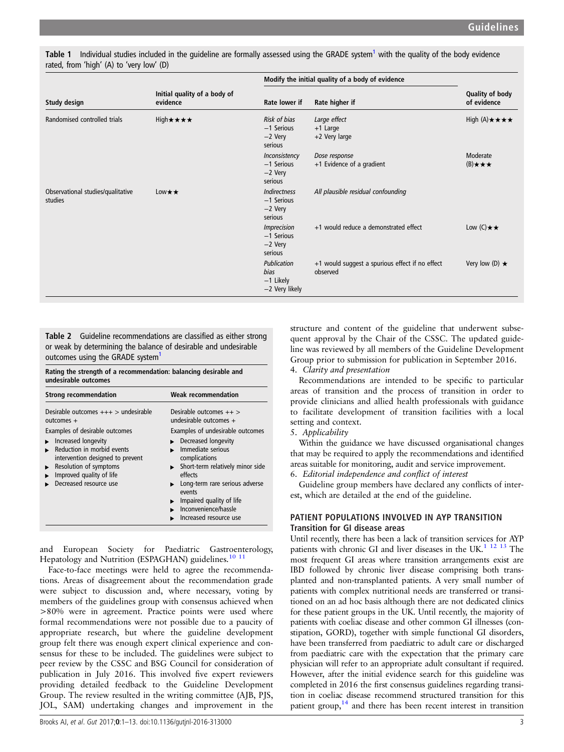Table 1 Individual studies included in the guideline are formally assessed using the GRADE system[1] with the quality of the body evidence rated, from 'high' (A) to 'very low' (D)

| Study design | Initial quality of a body of evidence | Modify the initial quality of a body of evidence | | Quality of body of evidence |
|---|---|---|---|---|
| | | Rate lower if | Rate higher if | |
| Randomised controlled trials | High★★★★ | *Risk of bias* −1 Serious −2 Very serious | *Large effect* +1 Large +2 Very large | High (A)★★★★ |
| | | *Inconsistency* −1 Serious −2 Very serious | *Dose response* +1 Evidence of a gradient | Moderate (B)★★★ |
| Observational studies/qualitative studies | Low★★ | *Indirectness* −1 Serious −2 Very serious | *All plausible residual confounding* | |
| | | *Imprecision* −1 Serious −2 Very serious | +1 would reduce a demonstrated effect | Low (C)★★ |
| | | *Publication bias* −1 Likely −2 Very likely | +1 would suggest a spurious effect if no effect observed | Very low (D) ★ |

Table 2 Guideline recommendations are classified as either strong or weak by determining the balance of desirable and undesirable outcomes using the GRADE system[1]

| Rating the strength of a recommendation: balancing desirable and undesirable outcomes | |
|---|---|
| **Strong recommendation** | **Weak recommendation** |
| Desirable outcomes +++ > undesirable outcomes + | Desirable outcomes ++ > undesirable outcomes + |
| Examples of desirable outcomes | Examples of undesirable outcomes |
| ▸ Increased longevity<br>▸ Reduction in morbid events intervention designed to prevent<br>▸ Resolution of symptoms<br>▸ Improved quality of life<br>▸ Decreased resource use | ▸ Decreased longevity<br>▸ Immediate serious complications<br>▸ Short-term relatively minor side effects<br>▸ Long-term rare serious adverse events<br>▸ Impaired quality of life<br>▸ Inconvenience/hassle<br>▸ Increased resource use |

and European Society for Paediatric Gastroenterology, Hepatology and Nutrition (ESPAGHAN) guidelines.[10 11]

Face-to-face meetings were held to agree the recommendations. Areas of disagreement about the recommendation grade were subject to discussion and, where necessary, voting by members of the guidelines group with consensus achieved when >80% were in agreement. Practice points were used where formal recommendations were not possible due to a paucity of appropriate research, but where the guideline development group felt there was enough expert clinical experience and consensus for these to be included. The guidelines were subject to peer review by the CSSC and BSG Council for consideration of publication in July 2016. This involved five expert reviewers providing detailed feedback to the Guideline Development Group. The review resulted in the writing committee (AJB, PJS, JOL, SAM) undertaking changes and improvement in the structure and content of the guideline that underwent subsequent approval by the Chair of the CSSC. The updated guideline was reviewed by all members of the Guideline Development Group prior to submission for publication in September 2016.

4. *Clarity and presentation*

Recommendations are intended to be specific to particular areas of transition and the process of transition in order to provide clinicians and allied health professionals with guidance to facilitate development of transition facilities with a local setting and context.

5. *Applicability*

Within the guidance we have discussed organisational changes that may be required to apply the recommendations and identified areas suitable for monitoring, audit and service improvement.

6. *Editorial independence and conflict of interest*

Guideline group members have declared any conflicts of interest, which are detailed at the end of the guideline.

## PATIENT POPULATIONS INVOLVED IN AYP TRANSITION

### Transition for GI disease areas

Until recently, there has been a lack of transition services for AYP patients with chronic GI and liver diseases in the UK.[1 12 13] The most frequent GI areas where transition arrangements exist are IBD followed by chronic liver disease comprising both transplanted and non-transplanted patients. A very small number of patients with complex nutritional needs are transferred or transitioned on an ad hoc basis although there are not dedicated clinics for these patient groups in the UK. Until recently, the majority of patients with coeliac disease and other common GI illnesses (constipation, GORD), together with simple functional GI disorders, have been transferred from paediatric to adult care or discharged from paediatric care with the expectation that the primary care physician will refer to an appropriate adult consultant if required. However, after the initial evidence search for this guideline was completed in 2016 the first consensus guidelines regarding transition in coeliac disease recommend structured transition for this patient group,[14] and there has been recent interest in transition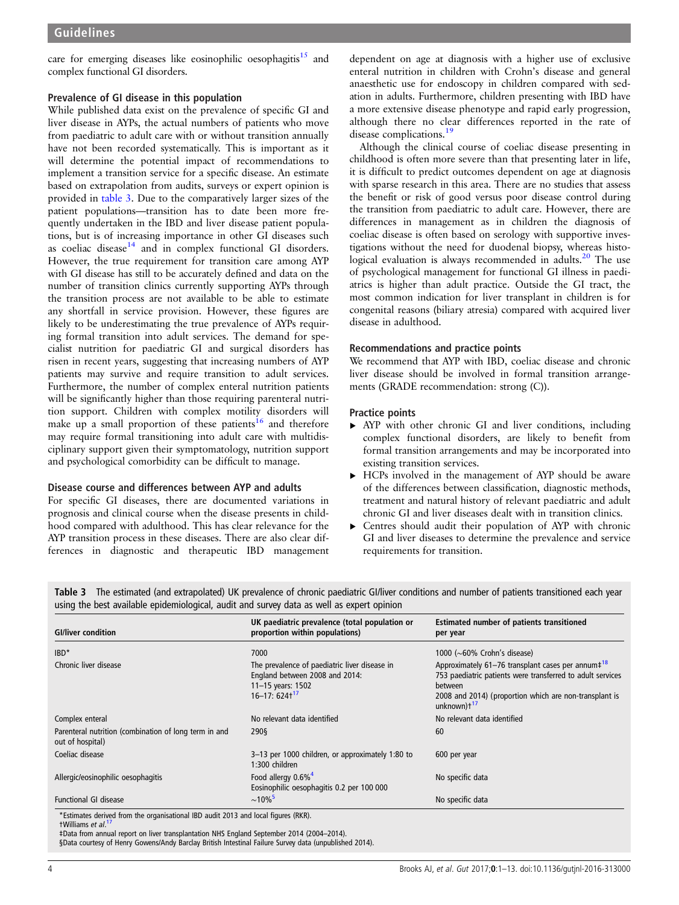care for emerging diseases like eosinophilic oesophagitis[15] and complex functional GI disorders.

### Prevalence of GI disease in this population

While published data exist on the prevalence of specific GI and liver disease in AYPs, the actual numbers of patients who move from paediatric to adult care with or without transition annually have not been recorded systematically. This is important as it will determine the potential impact of recommendations to implement a transition service for a specific disease. An estimate based on extrapolation from audits, surveys or expert opinion is provided in table 3. Due to the comparatively larger sizes of the patient populations—transition has to date been more frequently undertaken in the IBD and liver disease patient populations, but is of increasing importance in other GI diseases such as coeliac disease[14] and in complex functional GI disorders. However, the true requirement for transition care among AYP with GI disease has still to be accurately defined and data on the number of transition clinics currently supporting AYPs through the transition process are not available to be able to estimate any shortfall in service provision. However, these figures are likely to be underestimating the true prevalence of AYPs requiring formal transition into adult services. The demand for specialist nutrition for paediatric GI and surgical disorders has risen in recent years, suggesting that increasing numbers of AYP patients may survive and require transition to adult services. Furthermore, the number of complex enteral nutrition patients will be significantly higher than those requiring parenteral nutrition support. Children with complex motility disorders will make up a small proportion of these patients[16] and therefore may require formal transitioning into adult care with multidisciplinary support given their symptomatology, nutrition support and psychological comorbidity can be difficult to manage.

### Disease course and differences between AYP and adults

For specific GI diseases, there are documented variations in prognosis and clinical course when the disease presents in childhood compared with adulthood. This has clear relevance for the AYP transition process in these diseases. There are also clear differences in diagnostic and therapeutic IBD management dependent on age at diagnosis with a higher use of exclusive enteral nutrition in children with Crohn's disease and general anaesthetic use for endoscopy in children compared with sedation in adults. Furthermore, children presenting with IBD have a more extensive disease phenotype and rapid early progression, although there no clear differences reported in the rate of disease complications.[19]

Although the clinical course of coeliac disease presenting in childhood is often more severe than that presenting later in life, it is difficult to predict outcomes dependent on age at diagnosis with sparse research in this area. There are no studies that assess the benefit or risk of good versus poor disease control during the transition from paediatric to adult care. However, there are differences in management as in children the diagnosis of coeliac disease is often based on serology with supportive investigations without the need for duodenal biopsy, whereas histological evaluation is always recommended in adults.[20] The use of psychological management for functional GI illness in paediatrics is higher than adult practice. Outside the GI tract, the most common indication for liver transplant in children is for congenital reasons (biliary atresia) compared with acquired liver disease in adulthood.

### Recommendations and practice points

We recommend that AYP with IBD, coeliac disease and chronic liver disease should be involved in formal transition arrangements (GRADE recommendation: strong (C)).

### Practice points

- AYP with other chronic GI and liver conditions, including complex functional disorders, are likely to benefit from formal transition arrangements and may be incorporated into existing transition services.
- HCPs involved in the management of AYP should be aware of the differences between classification, diagnostic methods, treatment and natural history of relevant paediatric and adult chronic GI and liver diseases dealt with in transition clinics.
- Centres should audit their population of AYP with chronic GI and liver diseases to determine the prevalence and service requirements for transition.

**Table 3** The estimated (and extrapolated) UK prevalence of chronic paediatric GI/liver conditions and number of patients transitioned each year using the best available epidemiological, audit and survey data as well as expert opinion

| GI/liver condition | UK paediatric prevalence (total population or proportion within populations) | Estimated number of patients transitioned per year |
|---|---|---|
| IBD* | 7000 | 1000 (~60% Crohn's disease) |
| Chronic liver disease | The prevalence of paediatric liver disease in England between 2008 and 2014: 11–15 years: 1502 16–17: 624†[17] | Approximately 61–76 transplant cases per annum‡[18] 753 paediatric patients were transferred to adult services between 2008 and 2014) (proportion which are non-transplant is unknown)†[17] |
| Complex enteral | No relevant data identified | No relevant data identified |
| Parenteral nutrition (combination of long term in and out of hospital) | 290§ | 60 |
| Coeliac disease | 3–13 per 1000 children, or approximately 1:80 to 1:300 children | 600 per year |
| Allergic/eosinophilic oesophagitis | Food allergy 0.6%[4] Eosinophilic oesophagitis 0.2 per 100 000 | No specific data |
| Functional GI disease | ~10%[5] | No specific data |

*Estimates derived from the organisational IBD audit 2013 and local figures (RKR).
†Williams *et al*.[17]
‡Data from annual report on liver transplantation NHS England September 2014 (2004–2014).
§Data courtesy of Henry Gowens/Andy Barclay British Intestinal Failure Survey data (unpublished 2014).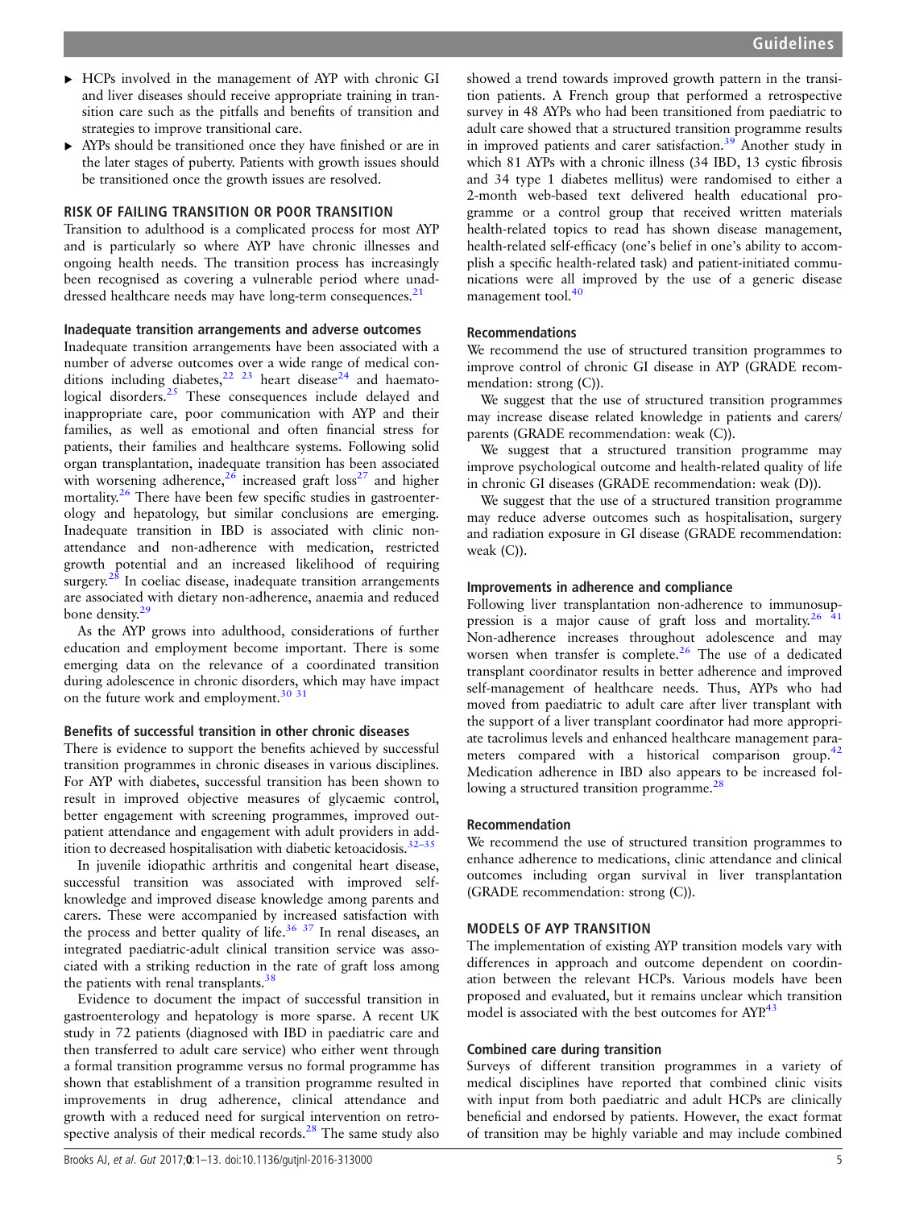- HCPs involved in the management of AYP with chronic GI and liver diseases should receive appropriate training in transition care such as the pitfalls and benefits of transition and strategies to improve transitional care.
- AYPs should be transitioned once they have finished or are in the later stages of puberty. Patients with growth issues should be transitioned once the growth issues are resolved.

## RISK OF FAILING TRANSITION OR POOR TRANSITION

Transition to adulthood is a complicated process for most AYP and is particularly so where AYP have chronic illnesses and ongoing health needs. The transition process has increasingly been recognised as covering a vulnerable period where unaddressed healthcare needs may have long-term consequences.[21]

### Inadequate transition arrangements and adverse outcomes

Inadequate transition arrangements have been associated with a number of adverse outcomes over a wide range of medical conditions including diabetes,[22 23] heart disease[24] and haematological disorders.[25] These consequences include delayed and inappropriate care, poor communication with AYP and their families, as well as emotional and often financial stress for patients, their families and healthcare systems. Following solid organ transplantation, inadequate transition has been associated with worsening adherence,[26] increased graft loss[27] and higher mortality.[26] There have been few specific studies in gastroenterology and hepatology, but similar conclusions are emerging. Inadequate transition in IBD is associated with clinic non-attendance and non-adherence with medication, restricted growth potential and an increased likelihood of requiring surgery.[28] In coeliac disease, inadequate transition arrangements are associated with dietary non-adherence, anaemia and reduced bone density.[29]

As the AYP grows into adulthood, considerations of further education and employment become important. There is some emerging data on the relevance of a coordinated transition during adolescence in chronic disorders, which may have impact on the future work and employment.[30 31]

### Benefits of successful transition in other chronic diseases

There is evidence to support the benefits achieved by successful transition programmes in chronic diseases in various disciplines. For AYP with diabetes, successful transition has been shown to result in improved objective measures of glycaemic control, better engagement with screening programmes, improved outpatient attendance and engagement with adult providers in addition to decreased hospitalisation with diabetic ketoacidosis.[32–35]

In juvenile idiopathic arthritis and congenital heart disease, successful transition was associated with improved self-knowledge and improved disease knowledge among parents and carers. These were accompanied by increased satisfaction with the process and better quality of life.[36 37] In renal diseases, an integrated paediatric-adult clinical transition service was associated with a striking reduction in the rate of graft loss among the patients with renal transplants.[38]

Evidence to document the impact of successful transition in gastroenterology and hepatology is more sparse. A recent UK study in 72 patients (diagnosed with IBD in paediatric care and then transferred to adult care service) who either went through a formal transition programme versus no formal programme has shown that establishment of a transition programme resulted in improvements in drug adherence, clinical attendance and growth with a reduced need for surgical intervention on retrospective analysis of their medical records.[28] The same study also showed a trend towards improved growth pattern in the transition patients. A French group that performed a retrospective survey in 48 AYPs who had been transitioned from paediatric to adult care showed that a structured transition programme results in improved patients and carer satisfaction.[39] Another study in which 81 AYPs with a chronic illness (34 IBD, 13 cystic fibrosis and 34 type 1 diabetes mellitus) were randomised to either a 2-month web-based text delivered health educational programme or a control group that received written materials health-related topics to read has shown disease management, health-related self-efficacy (one's belief in one's ability to accomplish a specific health-related task) and patient-initiated communications were all improved by the use of a generic disease management tool.[40]

### Recommendations

We recommend the use of structured transition programmes to improve control of chronic GI disease in AYP (GRADE recommendation: strong (C)).

We suggest that the use of structured transition programmes may increase disease related knowledge in patients and carers/parents (GRADE recommendation: weak (C)).

We suggest that a structured transition programme may improve psychological outcome and health-related quality of life in chronic GI diseases (GRADE recommendation: weak (D)).

We suggest that the use of a structured transition programme may reduce adverse outcomes such as hospitalisation, surgery and radiation exposure in GI disease (GRADE recommendation: weak (C)).

### Improvements in adherence and compliance

Following liver transplantation non-adherence to immunosuppression is a major cause of graft loss and mortality.[26 41] Non-adherence increases throughout adolescence and may worsen when transfer is complete.[26] The use of a dedicated transplant coordinator results in better adherence and improved self-management of healthcare needs. Thus, AYPs who had moved from paediatric to adult care after liver transplant with the support of a liver transplant coordinator had more appropriate tacrolimus levels and enhanced healthcare management parameters compared with a historical comparison group.[42] Medication adherence in IBD also appears to be increased following a structured transition programme.[28]

### Recommendation

We recommend the use of structured transition programmes to enhance adherence to medications, clinic attendance and clinical outcomes including organ survival in liver transplantation (GRADE recommendation: strong (C)).

## MODELS OF AYP TRANSITION

The implementation of existing AYP transition models vary with differences in approach and outcome dependent on coordination between the relevant HCPs. Various models have been proposed and evaluated, but it remains unclear which transition model is associated with the best outcomes for AYP.[43]

### Combined care during transition

Surveys of different transition programmes in a variety of medical disciplines have reported that combined clinic visits with input from both paediatric and adult HCPs are clinically beneficial and endorsed by patients. However, the exact format of transition may be highly variable and may include combined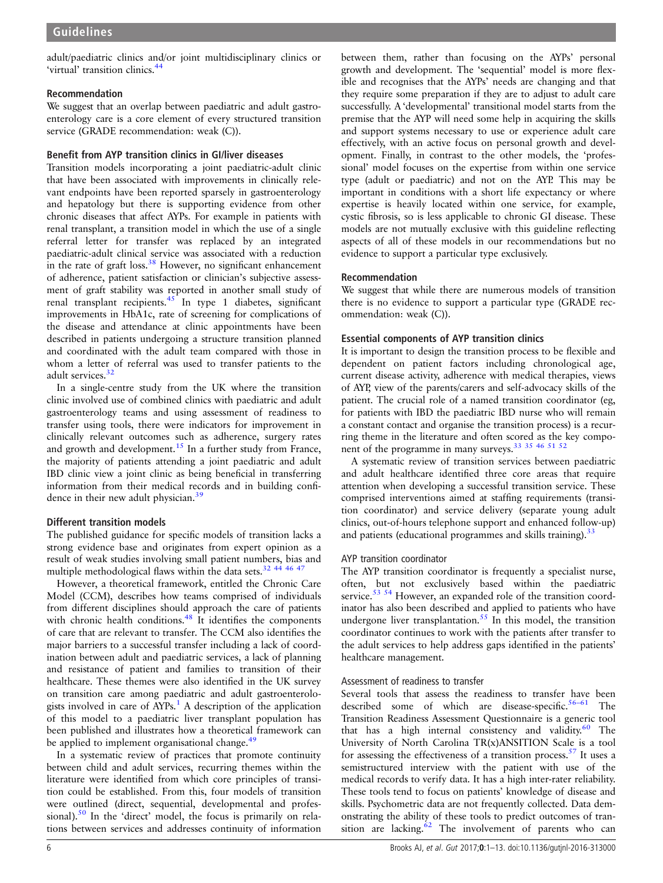adult/paediatric clinics and/or joint multidisciplinary clinics or 'virtual' transition clinics.[44]

### Recommendation

We suggest that an overlap between paediatric and adult gastroenterology care is a core element of every structured transition service (GRADE recommendation: weak (C)).

### Benefit from AYP transition clinics in GI/liver diseases

Transition models incorporating a joint paediatric-adult clinic that have been associated with improvements in clinically relevant endpoints have been reported sparsely in gastroenterology and hepatology but there is supporting evidence from other chronic diseases that affect AYPs. For example in patients with renal transplant, a transition model in which the use of a single referral letter for transfer was replaced by an integrated paediatric-adult clinical service was associated with a reduction in the rate of graft loss.[38] However, no significant enhancement of adherence, patient satisfaction or clinician's subjective assessment of graft stability was reported in another small study of renal transplant recipients.[45] In type 1 diabetes, significant improvements in HbA1c, rate of screening for complications of the disease and attendance at clinic appointments have been described in patients undergoing a structure transition planned and coordinated with the adult team compared with those in whom a letter of referral was used to transfer patients to the adult services.[32]

In a single-centre study from the UK where the transition clinic involved use of combined clinics with paediatric and adult gastroenterology teams and using assessment of readiness to transfer using tools, there were indicators for improvement in clinically relevant outcomes such as adherence, surgery rates and growth and development.[15] In a further study from France, the majority of patients attending a joint paediatric and adult IBD clinic view a joint clinic as being beneficial in transferring information from their medical records and in building confidence in their new adult physician.[39]

### Different transition models

The published guidance for specific models of transition lacks a strong evidence base and originates from expert opinion as a result of weak studies involving small patient numbers, bias and multiple methodological flaws within the data sets.[32 44 46 47]

However, a theoretical framework, entitled the Chronic Care Model (CCM), describes how teams comprised of individuals from different disciplines should approach the care of patients with chronic health conditions.[48] It identifies the components of care that are relevant to transfer. The CCM also identifies the major barriers to a successful transfer including a lack of coordination between adult and paediatric services, a lack of planning and resistance of patient and families to transition of their healthcare. These themes were also identified in the UK survey on transition care among paediatric and adult gastroenterologists involved in care of AYPs.[1] A description of the application of this model to a paediatric liver transplant population has been published and illustrates how a theoretical framework can be applied to implement organisational change.[49]

In a systematic review of practices that promote continuity between child and adult services, recurring themes within the literature were identified from which core principles of transition could be established. From this, four models of transition were outlined (direct, sequential, developmental and professional).[50] In the 'direct' model, the focus is primarily on relations between services and addresses continuity of information between them, rather than focusing on the AYPs' personal growth and development. The 'sequential' model is more flexible and recognises that the AYPs' needs are changing and that they require some preparation if they are to adjust to adult care successfully. A 'developmental' transitional model starts from the premise that the AYP will need some help in acquiring the skills and support systems necessary to use or experience adult care effectively, with an active focus on personal growth and development. Finally, in contrast to the other models, the 'professional' model focuses on the expertise from within one service type (adult or paediatric) and not on the AYP. This may be important in conditions with a short life expectancy or where expertise is heavily located within one service, for example, cystic fibrosis, so is less applicable to chronic GI disease. These models are not mutually exclusive with this guideline reflecting aspects of all of these models in our recommendations but no evidence to support a particular type exclusively.

### Recommendation

We suggest that while there are numerous models of transition there is no evidence to support a particular type (GRADE recommendation: weak (C)).

### Essential components of AYP transition clinics

It is important to design the transition process to be flexible and dependent on patient factors including chronological age, current disease activity, adherence with medical therapies, views of AYP, view of the parents/carers and self-advocacy skills of the patient. The crucial role of a named transition coordinator (eg, for patients with IBD the paediatric IBD nurse who will remain a constant contact and organise the transition process) is a recurring theme in the literature and often scored as the key component of the programme in many surveys.[33 35 46 51 52]

A systematic review of transition services between paediatric and adult healthcare identified three core areas that require attention when developing a successful transition service. These comprised interventions aimed at staffing requirements (transition coordinator) and service delivery (separate young adult clinics, out-of-hours telephone support and enhanced follow-up) and patients (educational programmes and skills training).[33]

#### AYP transition coordinator

The AYP transition coordinator is frequently a specialist nurse, often, but not exclusively based within the paediatric service.[53 54] However, an expanded role of the transition coordinator has also been described and applied to patients who have undergone liver transplantation.[55] In this model, the transition coordinator continues to work with the patients after transfer to the adult services to help address gaps identified in the patients' healthcare management.

#### Assessment of readiness to transfer

Several tools that assess the readiness to transfer have been described some of which are disease-specific.[56–61] The Transition Readiness Assessment Questionnaire is a generic tool that has a high internal consistency and validity.[60] The University of North Carolina TR(x)ANSITION Scale is a tool for assessing the effectiveness of a transition process.[57] It uses a semistructured interview with the patient with use of the medical records to verify data. It has a high inter-rater reliability. These tools tend to focus on patients' knowledge of disease and skills. Psychometric data are not frequently collected. Data demonstrating the ability of these tools to predict outcomes of transition are lacking.[62] The involvement of parents who can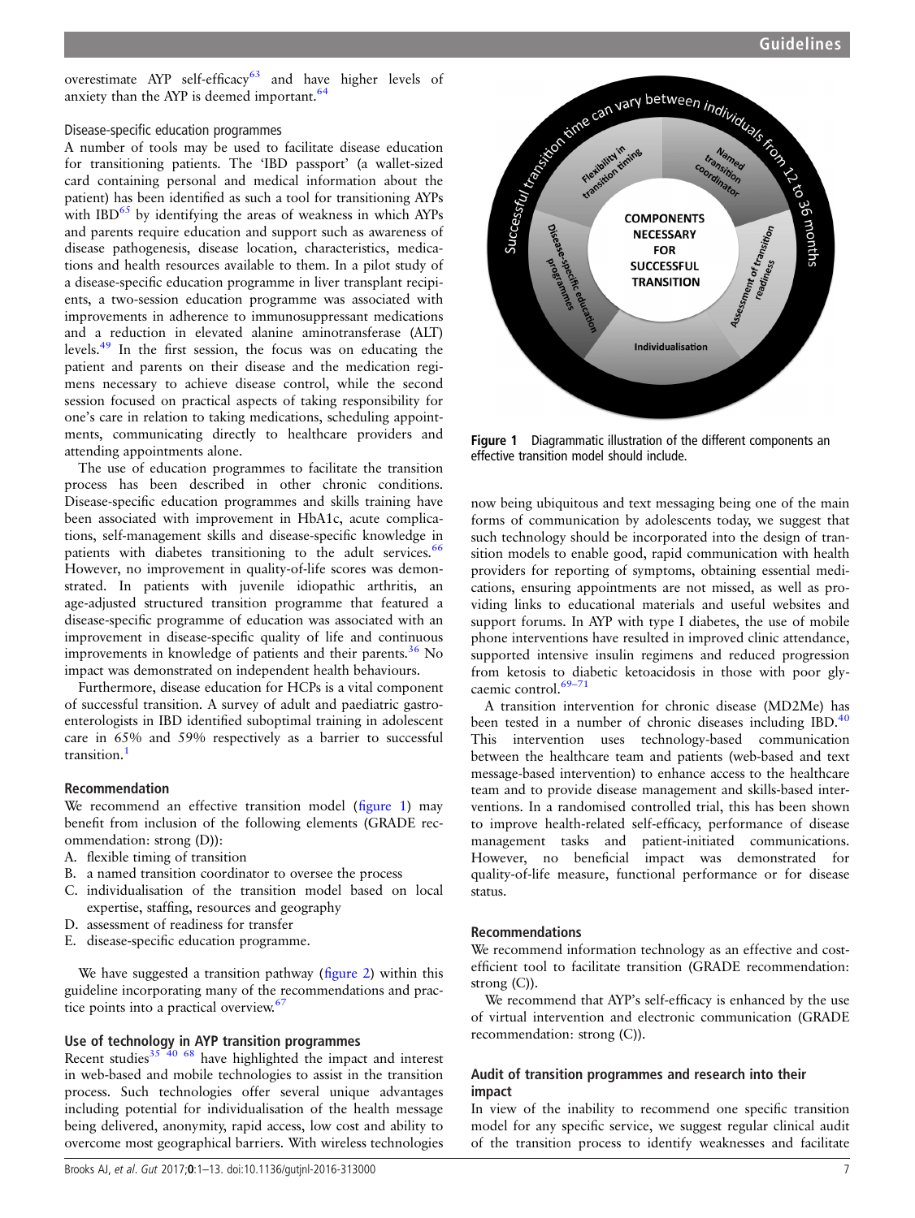overestimate AYP self-efficacy[63] and have higher levels of anxiety than the AYP is deemed important.[64]

### Disease-specific education programmes

A number of tools may be used to facilitate disease education for transitioning patients. The 'IBD passport' (a wallet-sized card containing personal and medical information about the patient) has been identified as such a tool for transitioning AYPs with IBD[65] by identifying the areas of weakness in which AYPs and parents require education and support such as awareness of disease pathogenesis, disease location, characteristics, medications and health resources available to them. In a pilot study of a disease-specific education programme in liver transplant recipients, a two-session education programme was associated with improvements in adherence to immunosuppressant medications and a reduction in elevated alanine aminotransferase (ALT) levels.[49] In the first session, the focus was on educating the patient and parents on their disease and the medication regimens necessary to achieve disease control, while the second session focused on practical aspects of taking responsibility for one's care in relation to taking medications, scheduling appointments, communicating directly to healthcare providers and attending appointments alone.

The use of education programmes to facilitate the transition process has been described in other chronic conditions. Disease-specific education programmes and skills training have been associated with improvement in HbA1c, acute complications, self-management skills and disease-specific knowledge in patients with diabetes transitioning to the adult services.[66] However, no improvement in quality-of-life scores was demonstrated. In patients with juvenile idiopathic arthritis, an age-adjusted structured transition programme that featured a disease-specific programme of education was associated with an improvement in disease-specific quality of life and continuous improvements in knowledge of patients and their parents.[36] No impact was demonstrated on independent health behaviours.

Furthermore, disease education for HCPs is a vital component of successful transition. A survey of adult and paediatric gastroenterologists in IBD identified suboptimal training in adolescent care in 65% and 59% respectively as a barrier to successful transition.[1]

#### Recommendation

We recommend an effective transition model (figure 1) may benefit from inclusion of the following elements (GRADE recommendation: strong (D)):

A. flexible timing of transition
B. a named transition coordinator to oversee the process
C. individualisation of the transition model based on local expertise, staffing, resources and geography
D. assessment of readiness for transfer
E. disease-specific education programme.

We have suggested a transition pathway (figure 2) within this guideline incorporating many of the recommendations and practice points into a practical overview.[67]

#### Use of technology in AYP transition programmes

Recent studies[35 40 68] have highlighted the impact and interest in web-based and mobile technologies to assist in the transition process. Such technologies offer several unique advantages including potential for individualisation of the health message being delivered, anonymity, rapid access, low cost and ability to overcome most geographical barriers. With wireless technologies now being ubiquitous and text messaging being one of the main forms of communication by adolescents today, we suggest that such technology should be incorporated into the design of transition models to enable good, rapid communication with health providers for reporting of symptoms, obtaining essential medications, ensuring appointments are not missed, as well as providing links to educational materials and useful websites and support forums. In AYP with type I diabetes, the use of mobile phone interventions have resulted in improved clinic attendance, supported intensive insulin regimens and reduced progression from ketosis to diabetic ketoacidosis in those with poor glycaemic control.[69–71]

Figure 1 Diagrammatic illustration of the different components an effective transition model should include.

A transition intervention for chronic disease (MD2Me) has been tested in a number of chronic diseases including IBD.[40] This intervention uses technology-based communication between the healthcare team and patients (web-based and text message-based intervention) to enhance access to the healthcare team and to provide disease management and skills-based interventions. In a randomised controlled trial, this has been shown to improve health-related self-efficacy, performance of disease management tasks and patient-initiated communications. However, no beneficial impact was demonstrated for quality-of-life measure, functional performance or for disease status.

#### Recommendations

We recommend information technology as an effective and cost-efficient tool to facilitate transition (GRADE recommendation: strong (C)).

We recommend that AYP's self-efficacy is enhanced by the use of virtual intervention and electronic communication (GRADE recommendation: strong (C)).

#### Audit of transition programmes and research into their impact

In view of the inability to recommend one specific transition model for any specific service, we suggest regular clinical audit of the transition process to identify weaknesses and facilitate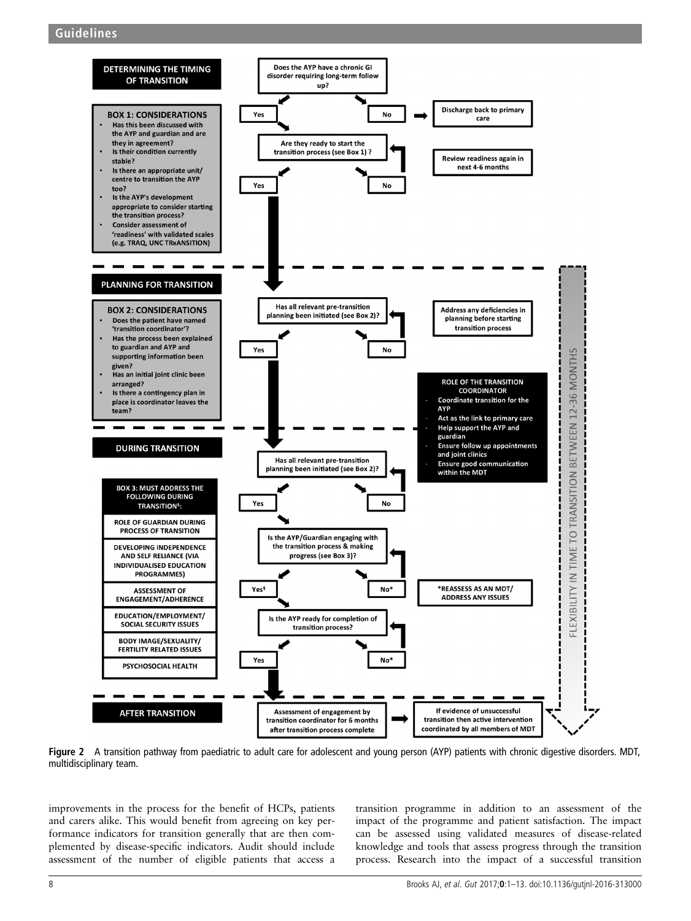## DETERMINING THE TIMING OF TRANSITION

Does the AYP have a chronic GI disorder requiring long-term follow up?

- No → Discharge back to primary care
- Yes → Are they ready to start the transition process (see Box 1)?
  - No → Review readiness again in next 4-6 months
  - Yes → proceed to Planning for Transition

**BOX 1: CONSIDERATIONS**

- Has this been discussed with the AYP and guardian and are they in agreement?
- Is their condition currently stable?
- Is there an appropriate unit/centre to transition the AYP too?
- Is the AYP's development appropriate to consider starting the transition process?
- Consider assessment of 'readiness' with validated scales (e.g. TRAQ, UNC TRxANSITION)

## PLANNING FOR TRANSITION

Has all relevant pre-transition planning been initiated (see Box 2)?

- No → Address any deficiencies in planning before starting transition process
- Yes → proceed to During Transition

**BOX 2: CONSIDERATIONS**

- Does the patient have named 'transition coordinator'?
- Has the process been explained to guardian and AYP and supporting information been given?
- Has an initial joint clinic been arranged?
- Is there a contingency plan in place is coordinator leaves the team?

**ROLE OF THE TRANSITION COORDINATOR**

- Coordinate transition for the AYP
- Act as the link to primary care
- Help support the AYP and guardian
- Ensure follow up appointments and joint clinics
- Ensure good communication within the MDT

## DURING TRANSITION

Has all relevant pre-transition planning been initiated (see Box 2)?

- No → (return)
- Yes → Is the AYP/Guardian engaging with the transition process & making progress (see Box 3)?
  - No* → *REASSESS AS AN MDT/ADDRESS ANY ISSUES
  - Yes[§] → Is the AYP ready for completion of transition process?
    - No*
    - Yes → proceed to After Transition

**BOX 3: MUST ADDRESS THE FOLLOWING DURING TRANSITION[§]:**

- ROLE OF GUARDIAN DURING PROCESS OF TRANSITION
- DEVELOPING INDEPENDENCE AND SELF RELIANCE (VIA INDIVIDUALISED EDUCATION PROGRAMMES)
- ASSESSMENT OF ENGAGEMENT/ADHERENCE
- EDUCATION/EMPLOYMENT/SOCIAL SECURITY ISSUES
- BODY IMAGE/SEXUALITY/FERTILITY RELATED ISSUES
- PSYCHOSOCIAL HEALTH

## AFTER TRANSITION

Assessment of engagement by transition coordinator for 6 months after transition process complete → If evidence of unsuccessful transition then active intervention coordinated by all members of MDT

FLEXIBILITY IN TIME TO TRANSITION BETWEEN 12-36 MONTHS

**Figure 2** A transition pathway from paediatric to adult care for adolescent and young person (AYP) patients with chronic digestive disorders. MDT, multidisciplinary team.

improvements in the process for the benefit of HCPs, patients and carers alike. This would benefit from agreeing on key performance indicators for transition generally that are then complemented by disease-specific indicators. Audit should include assessment of the number of eligible patients that access a transition programme in addition to an assessment of the impact of the programme and patient satisfaction. The impact can be assessed using validated measures of disease-related knowledge and tools that assess progress through the transition process. Research into the impact of a successful transition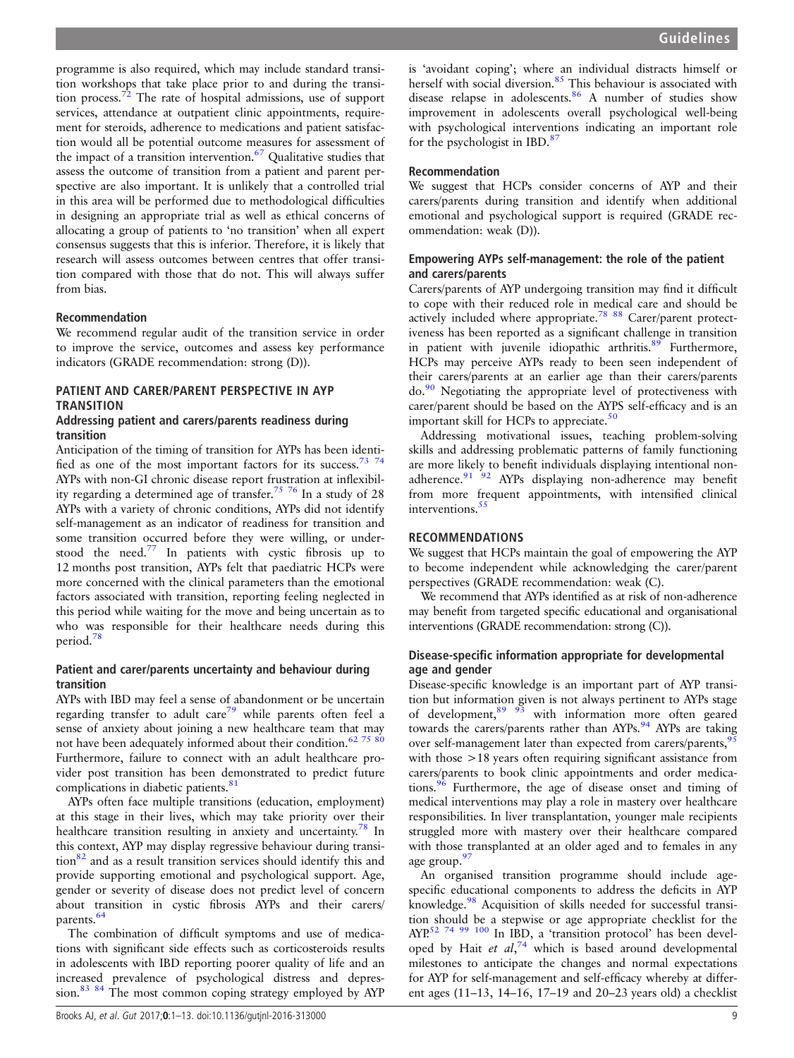programme is also required, which may include standard transition workshops that take place prior to and during the transition process.[72] The rate of hospital admissions, use of support services, attendance at outpatient clinic appointments, requirement for steroids, adherence to medications and patient satisfaction would all be potential outcome measures for assessment of the impact of a transition intervention.[67] Qualitative studies that assess the outcome of transition from a patient and parent perspective are also important. It is unlikely that a controlled trial in this area will be performed due to methodological difficulties in designing an appropriate trial as well as ethical concerns of allocating a group of patients to 'no transition' when all expert consensus suggests that this is inferior. Therefore, it is likely that research will assess outcomes between centres that offer transition compared with those that do not. This will always suffer from bias.

### Recommendation

We recommend regular audit of the transition service in order to improve the service, outcomes and assess key performance indicators (GRADE recommendation: strong (D)).

## PATIENT AND CARER/PARENT PERSPECTIVE IN AYP TRANSITION

### Addressing patient and carers/parents readiness during transition

Anticipation of the timing of transition for AYPs has been identified as one of the most important factors for its success.[73,74] AYPs with non-GI chronic disease report frustration at inflexibility regarding a determined age of transfer.[75,76] In a study of 28 AYPs with a variety of chronic conditions, AYPs did not identify self-management as an indicator of readiness for transition and some transition occurred before they were willing, or understood the need.[77] In patients with cystic fibrosis up to 12 months post transition, AYPs felt that paediatric HCPs were more concerned with the clinical parameters than the emotional factors associated with transition, reporting feeling neglected in this period while waiting for the move and being uncertain as to who was responsible for their healthcare needs during this period.[78]

### Patient and carer/parents uncertainty and behaviour during transition

AYPs with IBD may feel a sense of abandonment or be uncertain regarding transfer to adult care[79] while parents often feel a sense of anxiety about joining a new healthcare team that may not have been adequately informed about their condition.[62,75,80] Furthermore, failure to connect with an adult healthcare provider post transition has been demonstrated to predict future complications in diabetic patients.[81]

AYPs often face multiple transitions (education, employment) at this stage in their lives, which may take priority over their healthcare transition resulting in anxiety and uncertainty.[78] In this context, AYP may display regressive behaviour during transition[82] and as a result transition services should identify this and provide supporting emotional and psychological support. Age, gender or severity of disease does not predict level of concern about transition in cystic fibrosis AYPs and their carers/parents.[64]

The combination of difficult symptoms and use of medications with significant side effects such as corticosteroids results in adolescents with IBD reporting poorer quality of life and an increased prevalence of psychological distress and depression.[83,84] The most common coping strategy employed by AYP is 'avoidant coping'; where an individual distracts himself or herself with social diversion.[85] This behaviour is associated with disease relapse in adolescents.[86] A number of studies show improvement in adolescents overall psychological well-being with psychological interventions indicating an important role for the psychologist in IBD.[87]

### Recommendation

We suggest that HCPs consider concerns of AYP and their carers/parents during transition and identify when additional emotional and psychological support is required (GRADE recommendation: weak (D)).

### Empowering AYPs self-management: the role of the patient and carers/parents

Carers/parents of AYP undergoing transition may find it difficult to cope with their reduced role in medical care and should be actively included where appropriate.[78,88] Carer/parent protectiveness has been reported as a significant challenge in transition in patient with juvenile idiopathic arthritis.[89] Furthermore, HCPs may perceive AYPs ready to been seen independent of their carers/parents at an earlier age than their carers/parents do.[90] Negotiating the appropriate level of protectiveness with carer/parent should be based on the AYPS self-efficacy and is an important skill for HCPs to appreciate.[50]

Addressing motivational issues, teaching problem-solving skills and addressing problematic patterns of family functioning are more likely to benefit individuals displaying intentional non-adherence.[91,92] AYPs displaying non-adherence may benefit from more frequent appointments, with intensified clinical interventions.[55]

## RECOMMENDATIONS

We suggest that HCPs maintain the goal of empowering the AYP to become independent while acknowledging the carer/parent perspectives (GRADE recommendation: weak (C).

We recommend that AYPs identified as at risk of non-adherence may benefit from targeted specific educational and organisational interventions (GRADE recommendation: strong (C)).

### Disease-specific information appropriate for developmental age and gender

Disease-specific knowledge is an important part of AYP transition but information given is not always pertinent to AYPs stage of development,[89,93] with information more often geared towards the carers/parents rather than AYPs.[94] AYPs are taking over self-management later than expected from carers/parents,[95] with those >18 years often requiring significant assistance from carers/parents to book clinic appointments and order medications.[96] Furthermore, the age of disease onset and timing of medical interventions may play a role in mastery over healthcare responsibilities. In liver transplantation, younger male recipients struggled more with mastery over their healthcare compared with those transplanted at an older aged and to females in any age group.[97]

An organised transition programme should include age-specific educational components to address the deficits in AYP knowledge.[98] Acquisition of skills needed for successful transition should be a stepwise or age appropriate checklist for the AYP.[52,74,99,100] In IBD, a 'transition protocol' has been developed by Hait *et al*,[74] which is based around developmental milestones to anticipate the changes and normal expectations for AYP for self-management and self-efficacy whereby at different ages (11–13, 14–16, 17–19 and 20–23 years old) a checklist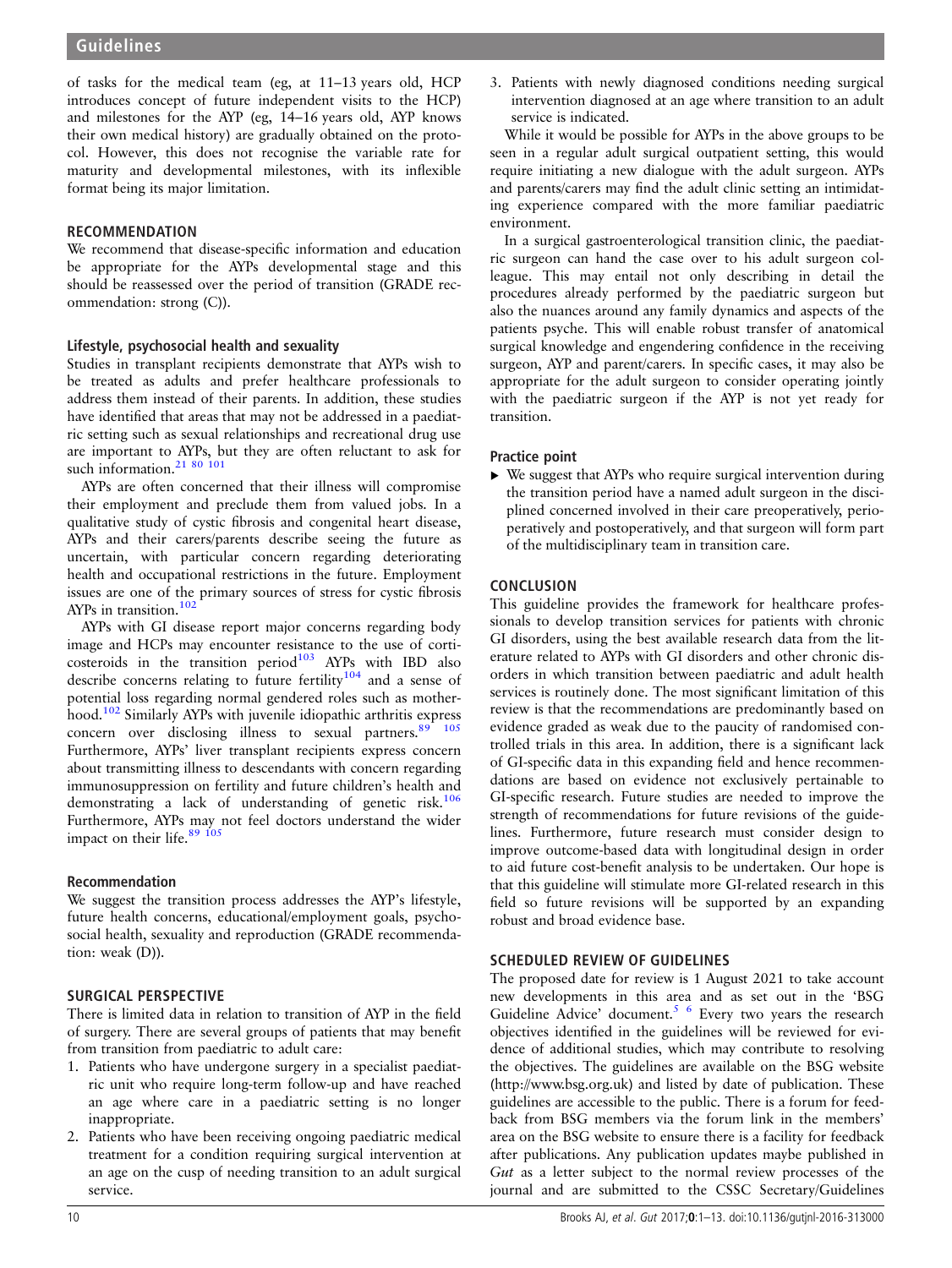of tasks for the medical team (eg, at 11–13 years old, HCP introduces concept of future independent visits to the HCP) and milestones for the AYP (eg, 14–16 years old, AYP knows their own medical history) are gradually obtained on the protocol. However, this does not recognise the variable rate for maturity and developmental milestones, with its inflexible format being its major limitation.

### RECOMMENDATION

We recommend that disease-specific information and education be appropriate for the AYPs developmental stage and this should be reassessed over the period of transition (GRADE recommendation: strong (C)).

### Lifestyle, psychosocial health and sexuality

Studies in transplant recipients demonstrate that AYPs wish to be treated as adults and prefer healthcare professionals to address them instead of their parents. In addition, these studies have identified that areas that may not be addressed in a paediatric setting such as sexual relationships and recreational drug use are important to AYPs, but they are often reluctant to ask for such information.[21 80 101]

AYPs are often concerned that their illness will compromise their employment and preclude them from valued jobs. In a qualitative study of cystic fibrosis and congenital heart disease, AYPs and their carers/parents describe seeing the future as uncertain, with particular concern regarding deteriorating health and occupational restrictions in the future. Employment issues are one of the primary sources of stress for cystic fibrosis AYPs in transition.[102]

AYPs with GI disease report major concerns regarding body image and HCPs may encounter resistance to the use of corticosteroids in the transition period[103] AYPs with IBD also describe concerns relating to future fertility[104] and a sense of potential loss regarding normal gendered roles such as motherhood.[102] Similarly AYPs with juvenile idiopathic arthritis express concern over disclosing illness to sexual partners.[89 105] Furthermore, AYPs' liver transplant recipients express concern about transmitting illness to descendants with concern regarding immunosuppression on fertility and future children's health and demonstrating a lack of understanding of genetic risk.[106] Furthermore, AYPs may not feel doctors understand the wider impact on their life.[89 105]

### Recommendation

We suggest the transition process addresses the AYP's lifestyle, future health concerns, educational/employment goals, psychosocial health, sexuality and reproduction (GRADE recommendation: weak (D)).

## SURGICAL PERSPECTIVE

There is limited data in relation to transition of AYP in the field of surgery. There are several groups of patients that may benefit from transition from paediatric to adult care:

1. Patients who have undergone surgery in a specialist paediatric unit who require long-term follow-up and have reached an age where care in a paediatric setting is no longer inappropriate.
2. Patients who have been receiving ongoing paediatric medical treatment for a condition requiring surgical intervention at an age on the cusp of needing transition to an adult surgical service.
3. Patients with newly diagnosed conditions needing surgical intervention diagnosed at an age where transition to an adult service is indicated.

While it would be possible for AYPs in the above groups to be seen in a regular adult surgical outpatient setting, this would require initiating a new dialogue with the adult surgeon. AYPs and parents/carers may find the adult clinic setting an intimidating experience compared with the more familiar paediatric environment.

In a surgical gastroenterological transition clinic, the paediatric surgeon can hand the case over to his adult surgeon colleague. This may entail not only describing in detail the procedures already performed by the paediatric surgeon but also the nuances around any family dynamics and aspects of the patients psyche. This will enable robust transfer of anatomical surgical knowledge and engendering confidence in the receiving surgeon, AYP and parent/carers. In specific cases, it may also be appropriate for the adult surgeon to consider operating jointly with the paediatric surgeon if the AYP is not yet ready for transition.

### Practice point

- We suggest that AYPs who require surgical intervention during the transition period have a named adult surgeon in the disciplined concerned involved in their care preoperatively, perioperatively and postoperatively, and that surgeon will form part of the multidisciplinary team in transition care.

## CONCLUSION

This guideline provides the framework for healthcare professionals to develop transition services for patients with chronic GI disorders, using the best available research data from the literature related to AYPs with GI disorders and other chronic disorders in which transition between paediatric and adult health services is routinely done. The most significant limitation of this review is that the recommendations are predominantly based on evidence graded as weak due to the paucity of randomised controlled trials in this area. In addition, there is a significant lack of GI-specific data in this expanding field and hence recommendations are based on evidence not exclusively pertainable to GI-specific research. Future studies are needed to improve the strength of recommendations for future revisions of the guidelines. Furthermore, future research must consider design to improve outcome-based data with longitudinal design in order to aid future cost-benefit analysis to be undertaken. Our hope is that this guideline will stimulate more GI-related research in this field so future revisions will be supported by an expanding robust and broad evidence base.

## SCHEDULED REVIEW OF GUIDELINES

The proposed date for review is 1 August 2021 to take account new developments in this area and as set out in the 'BSG Guideline Advice' document.[5 6] Every two years the research objectives identified in the guidelines will be reviewed for evidence of additional studies, which may contribute to resolving the objectives. The guidelines are available on the BSG website (http://www.bsg.org.uk) and listed by date of publication. These guidelines are accessible to the public. There is a forum for feedback from BSG members via the forum link in the members' area on the BSG website to ensure there is a facility for feedback after publications. Any publication updates maybe published in *Gut* as a letter subject to the normal review processes of the journal and are submitted to the CSSC Secretary/Guidelines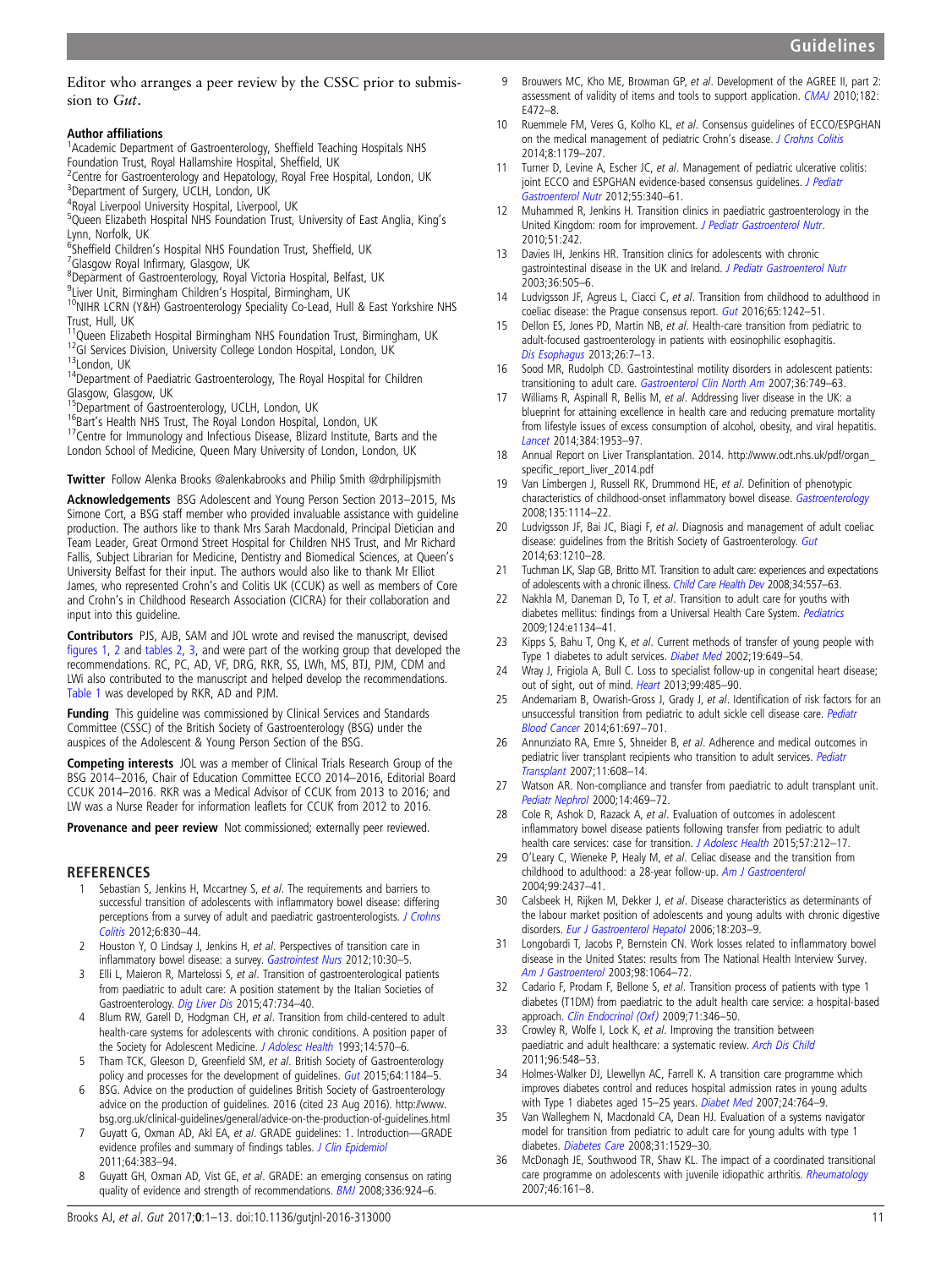Editor who arranges a peer review by the CSSC prior to submission to *Gut*.

**Author affiliations**

[1]Academic Department of Gastroenterology, Sheffield Teaching Hospitals NHS Foundation Trust, Royal Hallamshire Hospital, Sheffield, UK
[2]Centre for Gastroenterology and Hepatology, Royal Free Hospital, London, UK
[3]Department of Surgery, UCLH, London, UK
[4]Royal Liverpool University Hospital, Liverpool, UK
[5]Queen Elizabeth Hospital NHS Foundation Trust, University of East Anglia, King's Lynn, Norfolk, UK
[6]Sheffield Children's Hospital NHS Foundation Trust, Sheffield, UK
[7]Glasgow Royal Infirmary, Glasgow, UK
[8]Deparment of Gastroenterology, Royal Victoria Hospital, Belfast, UK
[9]Liver Unit, Birmingham Children's Hospital, Birmingham, UK
[10]NIHR LCRN (Y&H) Gastroenterology Speciality Co-Lead, Hull & East Yorkshire NHS Trust, Hull, UK
[11]Queen Elizabeth Hospital Birmingham NHS Foundation Trust, Birmingham, UK
[12]GI Services Division, University College London Hospital, London, UK
[13]London, UK
[14]Department of Paediatric Gastroenterology, The Royal Hospital for Children Glasgow, Glasgow, UK
[15]Department of Gastroenterology, UCLH, London, UK
[16]Bart's Health NHS Trust, The Royal London Hospital, London, UK
[17]Centre for Immunology and Infectious Disease, Blizard Institute, Barts and the London School of Medicine, Queen Mary University of London, London, UK

**Twitter** Follow Alenka Brooks @alenkabrooks and Philip Smith @drphilipjsmith

**Acknowledgements** BSG Adolescent and Young Person Section 2013–2015, Ms Simone Cort, a BSG staff member who provided invaluable assistance with guideline production. The authors like to thank Mrs Sarah Macdonald, Principal Dietician and Team Leader, Great Ormond Street Hospital for Children NHS Trust, and Mr Richard Fallis, Subject Librarian for Medicine, Dentistry and Biomedical Sciences, at Queen's University Belfast for their input. The authors would also like to thank Mr Elliot James, who represented Crohn's and Colitis UK (CCUK) as well as members of Core and Crohn's in Childhood Research Association (CICRA) for their collaboration and input into this guideline.

**Contributors** PJS, AJB, SAM and JOL wrote and revised the manuscript, devised figures 1, 2 and tables 2, 3, and were part of the working group that developed the recommendations. RC, PC, AD, VF, DRG, RKR, SS, LWh, MS, BTJ, PJM, CDM and LWi also contributed to the manuscript and helped develop the recommendations. Table 1 was developed by RKR, AD and PJM.

**Funding** This guideline was commissioned by Clinical Services and Standards Committee (CSSC) of the British Society of Gastroenterology (BSG) under the auspices of the Adolescent & Young Person Section of the BSG.

**Competing interests** JOL was a member of Clinical Trials Research Group of the BSG 2014–2016, Chair of Education Committee ECCO 2014–2016, Editorial Board CCUK 2014–2016. RKR was a Medical Advisor of CCUK from 2013 to 2016; and LW was a Nurse Reader for information leaflets for CCUK from 2012 to 2016.

**Provenance and peer review** Not commissioned; externally peer reviewed.

## REFERENCES

1. Sebastian S, Jenkins H, Mccartney S, *et al*. The requirements and barriers to successful transition of adolescents with inflammatory bowel disease: differing perceptions from a survey of adult and paediatric gastroenterologists. *J Crohns Colitis* 2012;6:830–44.
2. Houston Y, O Lindsay J, Jenkins H, *et al*. Perspectives of transition care in inflammatory bowel disease: a survey. *Gastrointest Nurs* 2012;10:30–5.
3. Elli L, Maieron R, Martelossi S, *et al*. Transition of gastroenterological patients from paediatric to adult care: A position statement by the Italian Societies of Gastroenterology. *Dig Liver Dis* 2015;47:734–40.
4. Blum RW, Garell D, Hodgman CH, *et al*. Transition from child-centered to adult health-care systems for adolescents with chronic conditions. A position paper of the Society for Adolescent Medicine. *J Adolesc Health* 1993;14:570–6.
5. Tham TCK, Gleeson D, Greenfield SM, *et al*. British Society of Gastroenterology policy and processes for the development of guidelines. *Gut* 2015;64:1184–5.
6. BSG. Advice on the production of guidelines British Society of Gastroenterology advice on the production of guidelines. 2016 (cited 23 Aug 2016). http://www.bsg.org.uk/clinical-guidelines/general/advice-on-the-production-of-guidelines.html
7. Guyatt G, Oxman AD, Akl EA, *et al*. GRADE guidelines: 1. Introduction—GRADE evidence profiles and summary of findings tables. *J Clin Epidemiol* 2011;64:383–94.
8. Guyatt GH, Oxman AD, Vist GE, *et al*. GRADE: an emerging consensus on rating quality of evidence and strength of recommendations. *BMJ* 2008;336:924–6.
9. Brouwers MC, Kho ME, Browman GP, *et al*. Development of the AGREE II, part 2: assessment of validity of items and tools to support application. *CMAJ* 2010;182: E472–8.
10. Ruemmele FM, Veres G, Kolho KL, *et al*. Consensus guidelines of ECCO/ESPGHAN on the medical management of pediatric Crohn's disease. *J Crohns Colitis* 2014;8:1179–207.
11. Turner D, Levine A, Escher JC, *et al*. Management of pediatric ulcerative colitis: joint ECCO and ESPGHAN evidence-based consensus guidelines. *J Pediatr Gastroenterol Nutr* 2012;55:340–61.
12. Muhammed R, Jenkins H. Transition clinics in paediatric gastroenterology in the United Kingdom: room for improvement. *J Pediatr Gastroenterol Nutr*. 2010;51:242.
13. Davies IH, Jenkins HR. Transition clinics for adolescents with chronic gastrointestinal disease in the UK and Ireland. *J Pediatr Gastroenterol Nutr* 2003;36:505–6.
14. Ludvigsson JF, Agreus L, Ciacci C, *et al*. Transition from childhood to adulthood in coeliac disease: the Prague consensus report. *Gut* 2016;65:1242–51.
15. Dellon ES, Jones PD, Martin NB, *et al*. Health-care transition from pediatric to adult-focused gastroenterology in patients with eosinophilic esophagitis. *Dis Esophagus* 2013;26:7–13.
16. Sood MR, Rudolph CD. Gastrointestinal motility disorders in adolescent patients: transitioning to adult care. *Gastroenterol Clin North Am* 2007;36:749–63.
17. Williams R, Aspinall R, Bellis M, *et al*. Addressing liver disease in the UK: a blueprint for attaining excellence in health care and reducing premature mortality from lifestyle issues of excess consumption of alcohol, obesity, and viral hepatitis. *Lancet* 2014;384:1953–97.
18. Annual Report on Liver Transplantation. 2014. http://www.odt.nhs.uk/pdf/organ_specific_report_liver_2014.pdf
19. Van Limbergen J, Russell RK, Drummond HE, *et al*. Definition of phenotypic characteristics of childhood-onset inflammatory bowel disease. *Gastroenterology* 2008;135:1114–22.
20. Ludvigsson JF, Bai JC, Biagi F, *et al*. Diagnosis and management of adult coeliac disease: guidelines from the British Society of Gastroenterology. *Gut* 2014;63:1210–28.
21. Tuchman LK, Slap GB, Britto MT. Transition to adult care: experiences and expectations of adolescents with a chronic illness. *Child Care Health Dev* 2008;34:557–63.
22. Nakhla M, Daneman D, To T, *et al*. Transition to adult care for youths with diabetes mellitus: findings from a Universal Health Care System. *Pediatrics* 2009;124:e1134–41.
23. Kipps S, Bahu T, Ong K, *et al*. Current methods of transfer of young people with Type 1 diabetes to adult services. *Diabet Med* 2002;19:649–54.
24. Wray J, Frigiola A, Bull C. Loss to specialist follow-up in congenital heart disease; out of sight, out of mind. *Heart* 2013;99:485–90.
25. Andemariam B, Owarish-Gross J, Grady J, *et al*. Identification of risk factors for an unsuccessful transition from pediatric to adult sickle cell disease care. *Pediatr Blood Cancer* 2014;61:697–701.
26. Annunziato RA, Emre S, Shneider B, *et al*. Adherence and medical outcomes in pediatric liver transplant recipients who transition to adult services. *Pediatr Transplant* 2007;11:608–14.
27. Watson AR. Non-compliance and transfer from paediatric to adult transplant unit. *Pediatr Nephrol* 2000;14:469–72.
28. Cole R, Ashok D, Razack A, *et al*. Evaluation of outcomes in adolescent inflammatory bowel disease patients following transfer from pediatric to adult health care services: case for transition. *J Adolesc Health* 2015;57:212–17.
29. O'Leary C, Wieneke P, Healy M, *et al*. Celiac disease and the transition from childhood to adulthood: a 28-year follow-up. *Am J Gastroenterol* 2004;99:2437–41.
30. Calsbeek H, Rijken M, Dekker J, *et al*. Disease characteristics as determinants of the labour market position of adolescents and young adults with chronic digestive disorders. *Eur J Gastroenterol Hepatol* 2006;18:203–9.
31. Longobardi T, Jacobs P, Bernstein CN. Work losses related to inflammatory bowel disease in the United States: results from The National Health Interview Survey. *Am J Gastroenterol* 2003;98:1064–72.
32. Cadario F, Prodam F, Bellone S, *et al*. Transition process of patients with type 1 diabetes (T1DM) from paediatric to the adult health care service: a hospital-based approach. *Clin Endocrinol (Oxf)* 2009;71:346–50.
33. Crowley R, Wolfe I, Lock K, *et al*. Improving the transition between paediatric and adult healthcare: a systematic review. *Arch Dis Child* 2011;96:548–53.
34. Holmes-Walker DJ, Llewellyn AC, Farrell K. A transition care programme which improves diabetes control and reduces hospital admission rates in young adults with Type 1 diabetes aged 15–25 years. *Diabet Med* 2007;24:764–9.
35. Van Walleghem N, Macdonald CA, Dean HJ. Evaluation of a systems navigator model for transition from pediatric to adult care for young adults with type 1 diabetes. *Diabetes Care* 2008;31:1529–30.
36. McDonagh JE, Southwood TR, Shaw KL. The impact of a coordinated transitional care programme on adolescents with juvenile idiopathic arthritis. *Rheumatology* 2007;46:161–8.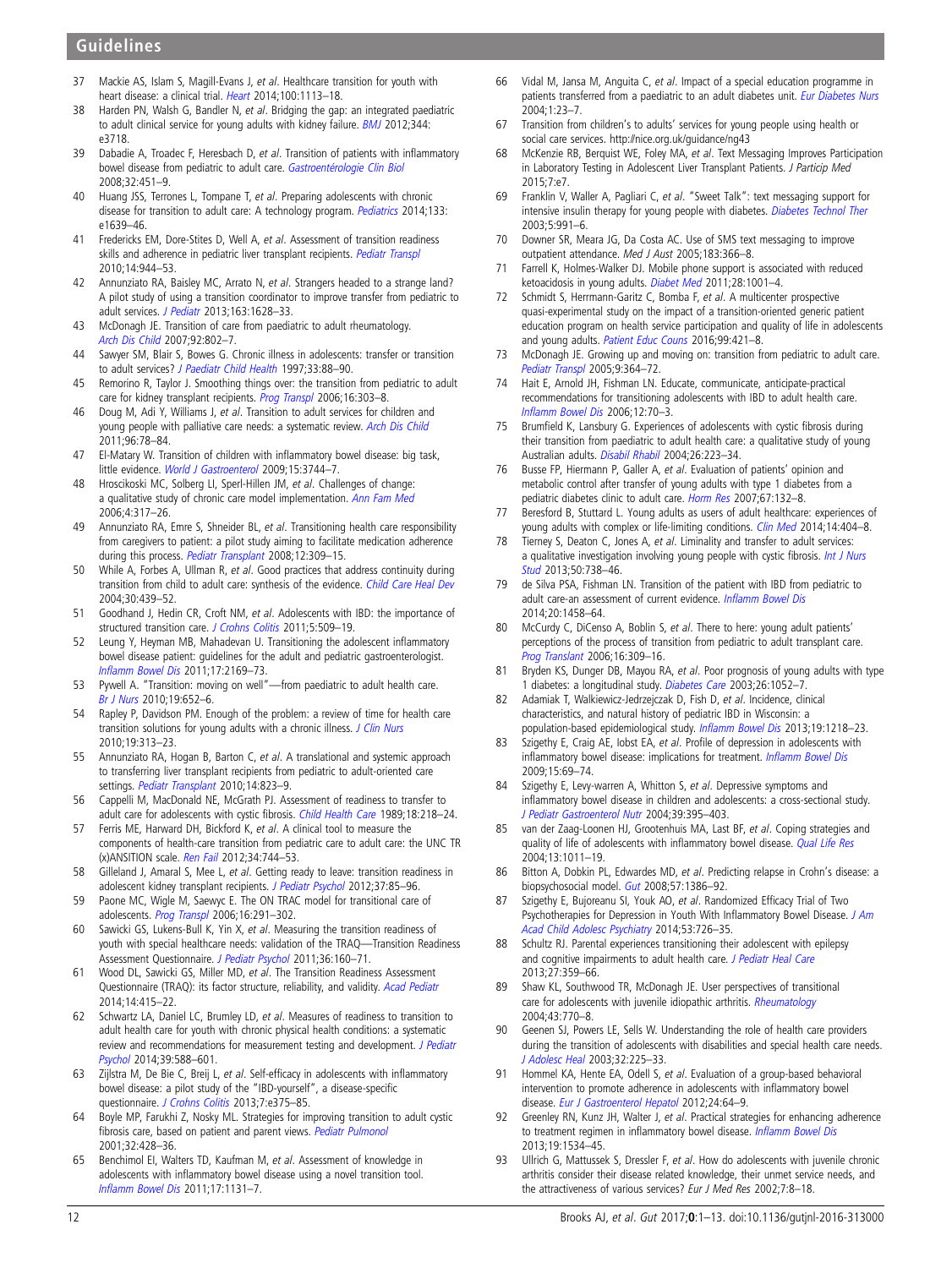37 Mackie AS, Islam S, Magill-Evans J, *et al*. Healthcare transition for youth with heart disease: a clinical trial. *Heart* 2014;100:1113–18.

38 Harden PN, Walsh G, Bandler N, *et al*. Bridging the gap: an integrated paediatric to adult clinical service for young adults with kidney failure. *BMJ* 2012;344:e3718.

39 Dabadie A, Troadec F, Heresbach D, *et al*. Transition of patients with inflammatory bowel disease from pediatric to adult care. *Gastroentérologie Clin Biol* 2008;32:451–9.

40 Huang JSS, Terrones L, Tompane T, *et al*. Preparing adolescents with chronic disease for transition to adult care: A technology program. *Pediatrics* 2014;133:e1639–46.

41 Fredericks EM, Dore-Stites D, Well A, *et al*. Assessment of transition readiness skills and adherence in pediatric liver transplant recipients. *Pediatr Transpl* 2010;14:944–53.

42 Annunziato RA, Baisley MC, Arrato N, *et al*. Strangers headed to a strange land? A pilot study of using a transition coordinator to improve transfer from pediatric to adult services. *J Pediatr* 2013;163:1628–33.

43 McDonagh JE. Transition of care from paediatric to adult rheumatology. *Arch Dis Child* 2007;92:802–7.

44 Sawyer SM, Blair S, Bowes G. Chronic illness in adolescents: transfer or transition to adult services? *J Paediatr Child Health* 1997;33:88–90.

45 Remorino R, Taylor J. Smoothing things over: the transition from pediatric to adult care for kidney transplant recipients. *Prog Transpl* 2006;16:303–8.

46 Doug M, Adi Y, Williams J, *et al*. Transition to adult services for children and young people with palliative care needs: a systematic review. *Arch Dis Child* 2011;96:78–84.

47 El-Matary W. Transition of children with inflammatory bowel disease: big task, little evidence. *World J Gastroenterol* 2009;15:3744–7.

48 Hroscikoski MC, Solberg LI, Sperl-Hillen JM, *et al*. Challenges of change: a qualitative study of chronic care model implementation. *Ann Fam Med* 2006;4:317–26.

49 Annunziato RA, Emre S, Shneider BL, *et al*. Transitioning health care responsibility from caregivers to patient: a pilot study aiming to facilitate medication adherence during this process. *Pediatr Transplant* 2008;12:309–15.

50 While A, Forbes A, Ullman R, *et al*. Good practices that address continuity during transition from child to adult care: synthesis of the evidence. *Child Care Heal Dev* 2004;30:439–52.

51 Goodhand J, Hedin CR, Croft NM, *et al*. Adolescents with IBD: the importance of structured transition care. *J Crohns Colitis* 2011;5:509–19.

52 Leung Y, Heyman MB, Mahadevan U. Transitioning the adolescent inflammatory bowel disease patient: guidelines for the adult and pediatric gastroenterologist. *Inflamm Bowel Dis* 2011;17:2169–73.

53 Pywell A. "Transition: moving on well"—from paediatric to adult health care. *Br J Nurs* 2010;19:652–6.

54 Rapley P, Davidson PM. Enough of the problem: a review of time for health care transition solutions for young adults with a chronic illness. *J Clin Nurs* 2010;19:313–23.

55 Annunziato RA, Hogan B, Barton C, *et al*. A translational and systemic approach to transferring liver transplant recipients from pediatric to adult-oriented care settings. *Pediatr Transplant* 2010;14:823–9.

56 Cappelli M, MacDonald NE, McGrath PJ. Assessment of readiness to transfer to adult care for adolescents with cystic fibrosis. *Child Health Care* 1989;18:218–24.

57 Ferris ME, Harward DH, Bickford K, *et al*. A clinical tool to measure the components of health-care transition from pediatric care to adult care: the UNC TR(x)ANSITION scale. *Ren Fail* 2012;34:744–53.

58 Gilleland J, Amaral S, Mee L, *et al*. Getting ready to leave: transition readiness in adolescent kidney transplant recipients. *J Pediatr Psychol* 2012;37:85–96.

59 Paone MC, Wigle M, Saewyc E. The ON TRAC model for transitional care of adolescents. *Prog Transpl* 2006;16:291–302.

60 Sawicki GS, Lukens-Bull K, Yin X, *et al*. Measuring the transition readiness of youth with special healthcare needs: validation of the TRAQ—Transition Readiness Assessment Questionnaire. *J Pediatr Psychol* 2011;36:160–71.

61 Wood DL, Sawicki GS, Miller MD, *et al*. The Transition Readiness Assessment Questionnaire (TRAQ): its factor structure, reliability, and validity. *Acad Pediatr* 2014;14:415–22.

62 Schwartz LA, Daniel LC, Brumley LD, *et al*. Measures of readiness to transition to adult health care for youth with chronic physical health conditions: a systematic review and recommendations for measurement testing and development. *J Pediatr Psychol* 2014;39:588–601.

63 Zijlstra M, De Bie C, Breij L, *et al*. Self-efficacy in adolescents with inflammatory bowel disease: a pilot study of the "IBD-yourself", a disease-specific questionnaire. *J Crohns Colitis* 2013;7:e375–85.

64 Boyle MP, Farukhi Z, Nosky ML. Strategies for improving transition to adult cystic fibrosis care, based on patient and parent views. *Pediatr Pulmonol* 2001;32:428–36.

65 Benchimol EI, Walters TD, Kaufman M, *et al*. Assessment of knowledge in adolescents with inflammatory bowel disease using a novel transition tool. *Inflamm Bowel Dis* 2011;17:1131–7.

66 Vidal M, Jansa M, Anguita C, *et al*. Impact of a special education programme in patients transferred from a paediatric to an adult diabetes unit. *Eur Diabetes Nurs* 2004;1:23–7.

67 Transition from children's to adults' services for young people using health or social care services. http://nice.org.uk/guidance/ng43

68 McKenzie RB, Berquist WE, Foley MA, *et al*. Text Messaging Improves Participation in Laboratory Testing in Adolescent Liver Transplant Patients. *J Particip Med* 2015;7:e7.

69 Franklin V, Waller A, Pagliari C, *et al*. "Sweet Talk": text messaging support for intensive insulin therapy for young people with diabetes. *Diabetes Technol Ther* 2003;5:991–6.

70 Downer SR, Meara JG, Da Costa AC. Use of SMS text messaging to improve outpatient attendance. *Med J Aust* 2005;183:366–8.

71 Farrell K, Holmes-Walker DJ. Mobile phone support is associated with reduced ketoacidosis in young adults. *Diabet Med* 2011;28:1001–4.

72 Schmidt S, Herrmann-Garitz C, Bomba F, *et al*. A multicenter prospective quasi-experimental study on the impact of a transition-oriented generic patient education program on health service participation and quality of life in adolescents and young adults. *Patient Educ Couns* 2016;99:421–8.

73 McDonagh JE. Growing up and moving on: transition from pediatric to adult care. *Pediatr Transpl* 2005;9:364–72.

74 Hait E, Arnold JH, Fishman LN. Educate, communicate, anticipate-practical recommendations for transitioning adolescents with IBD to adult health care. *Inflamm Bowel Dis* 2006;12:70–3.

75 Brumfield K, Lansbury G. Experiences of adolescents with cystic fibrosis during their transition from paediatric to adult health care: a qualitative study of young Australian adults. *Disabil Rhabil* 2004;26:223–34.

76 Busse FP, Hiermann P, Galler A, *et al*. Evaluation of patients' opinion and metabolic control after transfer of young adults with type 1 diabetes from a pediatric diabetes clinic to adult care. *Horm Res* 2007;67:132–8.

77 Beresford B, Stuttard L. Young adults as users of adult healthcare: experiences of young adults with complex or life-limiting conditions. *Clin Med* 2014;14:404–8.

78 Tierney S, Deaton C, Jones A, *et al*. Liminality and transfer to adult services: a qualitative investigation involving young people with cystic fibrosis. *Int J Nurs Stud* 2013;50:738–46.

79 de Silva PSA, Fishman LN. Transition of the patient with IBD from pediatric to adult care-an assessment of current evidence. *Inflamm Bowel Dis* 2014;20:1458–64.

80 McCurdy C, DiCenso A, Boblin S, *et al*. There to here: young adult patients' perceptions of the process of transition from pediatric to adult transplant care. *Prog Translant* 2006;16:309–16.

81 Bryden KS, Dunger DB, Mayou RA, *et al*. Poor prognosis of young adults with type 1 diabetes: a longitudinal study. *Diabetes Care* 2003;26:1052–7.

82 Adamiak T, Walkiewicz-Jedrzejczak D, Fish D, *et al*. Incidence, clinical characteristics, and natural history of pediatric IBD in Wisconsin: a population-based epidemiological study. *Inflamm Bowel Dis* 2013;19:1218–23.

83 Szigethy E, Craig AE, Iobst EA, *et al*. Profile of depression in adolescents with inflammatory bowel disease: implications for treatment. *Inflamm Bowel Dis* 2009;15:69–74.

84 Szigethy E, Levy-warren A, Whitton S, *et al*. Depressive symptoms and inflammatory bowel disease in children and adolescents: a cross-sectional study. *J Pediatr Gastroenterol Nutr* 2004;39:395–403.

85 van der Zaag-Loonen HJ, Grootenhuis MA, Last BF, *et al*. Coping strategies and quality of life of adolescents with inflammatory bowel disease. *Qual Life Res* 2004;13:1011–19.

86 Bitton A, Dobkin PL, Edwardes MD, *et al*. Predicting relapse in Crohn's disease: a biopsychosocial model. *Gut* 2008;57:1386–92.

87 Szigethy E, Bujoreanu SI, Youk AO, *et al*. Randomized Efficacy Trial of Two Psychotherapies for Depression in Youth With Inflammatory Bowel Disease. *J Am Acad Child Adolesc Psychiatry* 2014;53:726–35.

88 Schultz RJ. Parental experiences transitioning their adolescent with epilepsy and cognitive impairments to adult health care. *J Pediatr Heal Care* 2013;27:359–66.

89 Shaw KL, Southwood TR, McDonagh JE. User perspectives of transitional care for adolescents with juvenile idiopathic arthritis. *Rheumatology* 2004;43:770–8.

90 Geenen SJ, Powers LE, Sells W. Understanding the role of health care providers during the transition of adolescents with disabilities and special health care needs. *J Adolesc Heal* 2003;32:225–33.

91 Hommel KA, Hente EA, Odell S, *et al*. Evaluation of a group-based behavioral intervention to promote adherence in adolescents with inflammatory bowel disease. *Eur J Gastroenterol Hepatol* 2012;24:64–9.

92 Greenley RN, Kunz JH, Walter J, *et al*. Practical strategies for enhancing adherence to treatment regimen in inflammatory bowel disease. *Inflamm Bowel Dis* 2013;19:1534–45.

93 Ullrich G, Mattussek S, Dressler F, *et al*. How do adolescents with juvenile chronic arthritis consider their disease related knowledge, their unmet service needs, and the attractiveness of various services? *Eur J Med Res* 2002;7:8–18.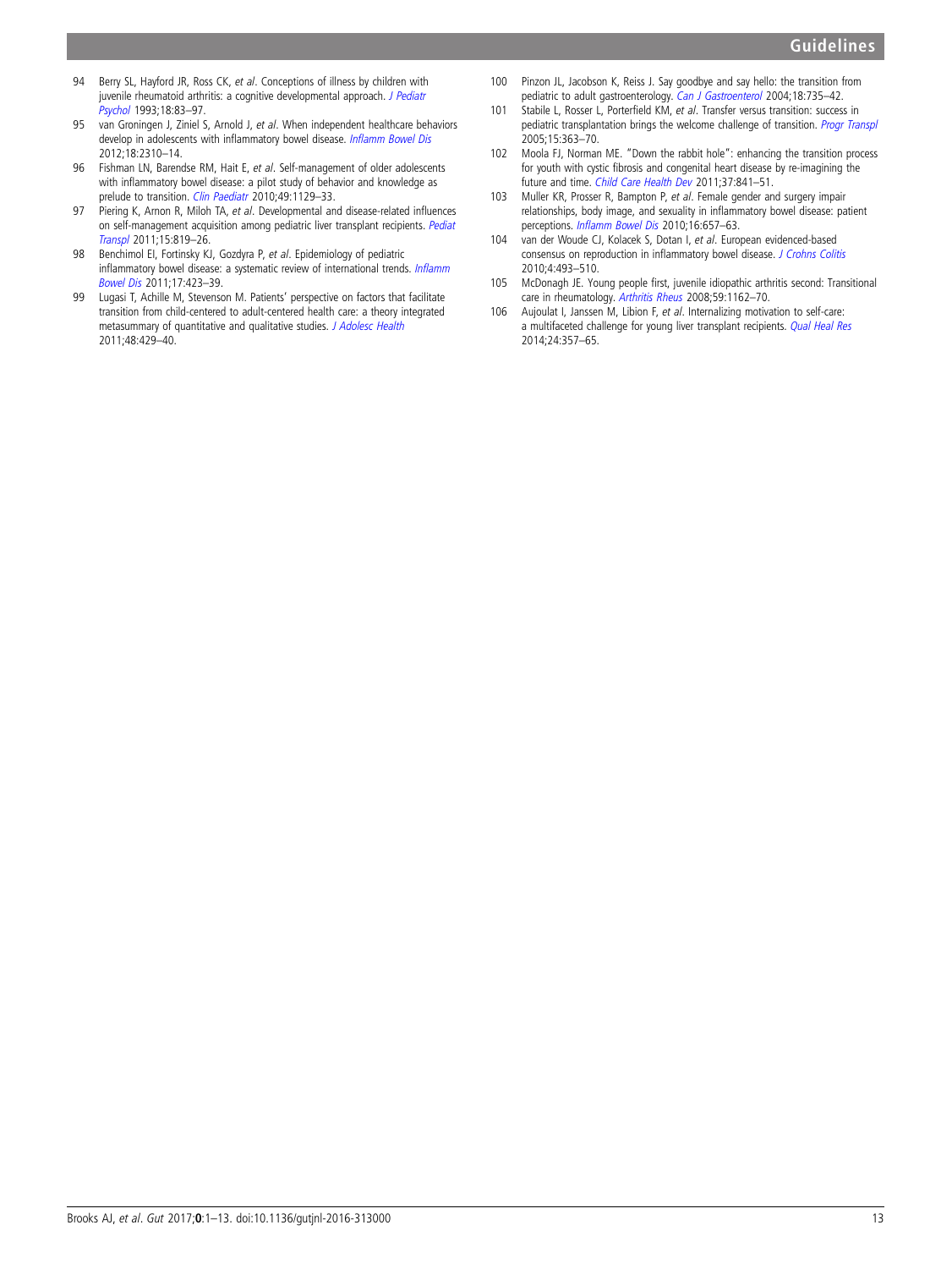94 Berry SL, Hayford JR, Ross CK, *et al*. Conceptions of illness by children with juvenile rheumatoid arthritis: a cognitive developmental approach. *J Pediatr Psychol* 1993;18:83–97.

95 van Groningen J, Ziniel S, Arnold J, *et al*. When independent healthcare behaviors develop in adolescents with inflammatory bowel disease. *Inflamm Bowel Dis* 2012;18:2310–14.

96 Fishman LN, Barendse RM, Hait E, *et al*. Self-management of older adolescents with inflammatory bowel disease: a pilot study of behavior and knowledge as prelude to transition. *Clin Paediatr* 2010;49:1129–33.

97 Piering K, Arnon R, Miloh TA, *et al*. Developmental and disease-related influences on self-management acquisition among pediatric liver transplant recipients. *Pediat Transpl* 2011;15:819–26.

98 Benchimol EI, Fortinsky KJ, Gozdyra P, *et al*. Epidemiology of pediatric inflammatory bowel disease: a systematic review of international trends. *Inflamm Bowel Dis* 2011;17:423–39.

99 Lugasi T, Achille M, Stevenson M. Patients' perspective on factors that facilitate transition from child-centered to adult-centered health care: a theory integrated metasummary of quantitative and qualitative studies. *J Adolesc Health* 2011;48:429–40.

100 Pinzon JL, Jacobson K, Reiss J. Say goodbye and say hello: the transition from pediatric to adult gastroenterology. *Can J Gastroenterol* 2004;18:735–42.

101 Stabile L, Rosser L, Porterfield KM, *et al*. Transfer versus transition: success in pediatric transplantation brings the welcome challenge of transition. *Progr Transpl* 2005;15:363–70.

102 Moola FJ, Norman ME. "Down the rabbit hole": enhancing the transition process for youth with cystic fibrosis and congenital heart disease by re-imagining the future and time. *Child Care Health Dev* 2011;37:841–51.

103 Muller KR, Prosser R, Bampton P, *et al*. Female gender and surgery impair relationships, body image, and sexuality in inflammatory bowel disease: patient perceptions. *Inflamm Bowel Dis* 2010;16:657–63.

104 van der Woude CJ, Kolacek S, Dotan I, *et al*. European evidenced-based consensus on reproduction in inflammatory bowel disease. *J Crohns Colitis* 2010;4:493–510.

105 McDonagh JE. Young people first, juvenile idiopathic arthritis second: Transitional care in rheumatology. *Arthritis Rheus* 2008;59:1162–70.

106 Aujoulat I, Janssen M, Libion F, *et al*. Internalizing motivation to self-care: a multifaceted challenge for young liver transplant recipients. *Qual Heal Res* 2014;24:357–65.